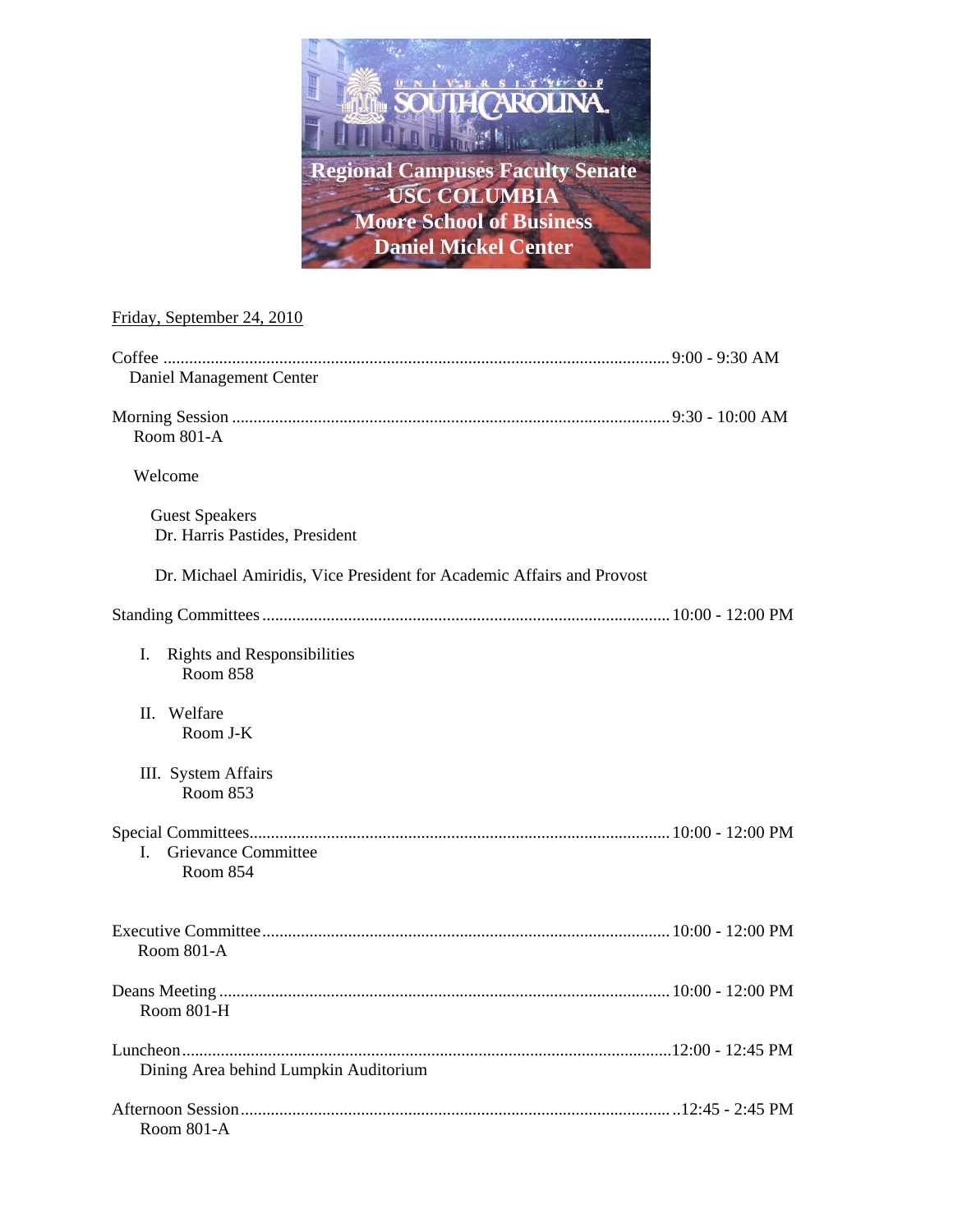# Regional Campuses Faculty Senate
# USC COLUMBIA
# Moore School of Business
# Daniel Mickel Center

Friday, September 24, 2010

Coffee .................................................................... 9:00 - 9:30 AM
Daniel Management Center

Morning Session .................................................................... 9:30 - 10:00 AM
Room 801-A

Welcome

Guest Speakers
Dr. Harris Pastides, President

Dr. Michael Amiridis, Vice President for Academic Affairs and Provost

Standing Committees .................................................................... 10:00 - 12:00 PM

I. Rights and Responsibilities
Room 858

II. Welfare
Room J-K

III. System Affairs
Room 853

Special Committees .................................................................... 10:00 - 12:00 PM

I. Grievance Committee
Room 854

Executive Committee .................................................................... 10:00 - 12:00 PM
Room 801-A

Deans Meeting .................................................................... 10:00 - 12:00 PM
Room 801-H

Luncheon .................................................................... 12:00 - 12:45 PM
Dining Area behind Lumpkin Auditorium

Afternoon Session .................................................................... 12:45 - 2:45 PM
Room 801-A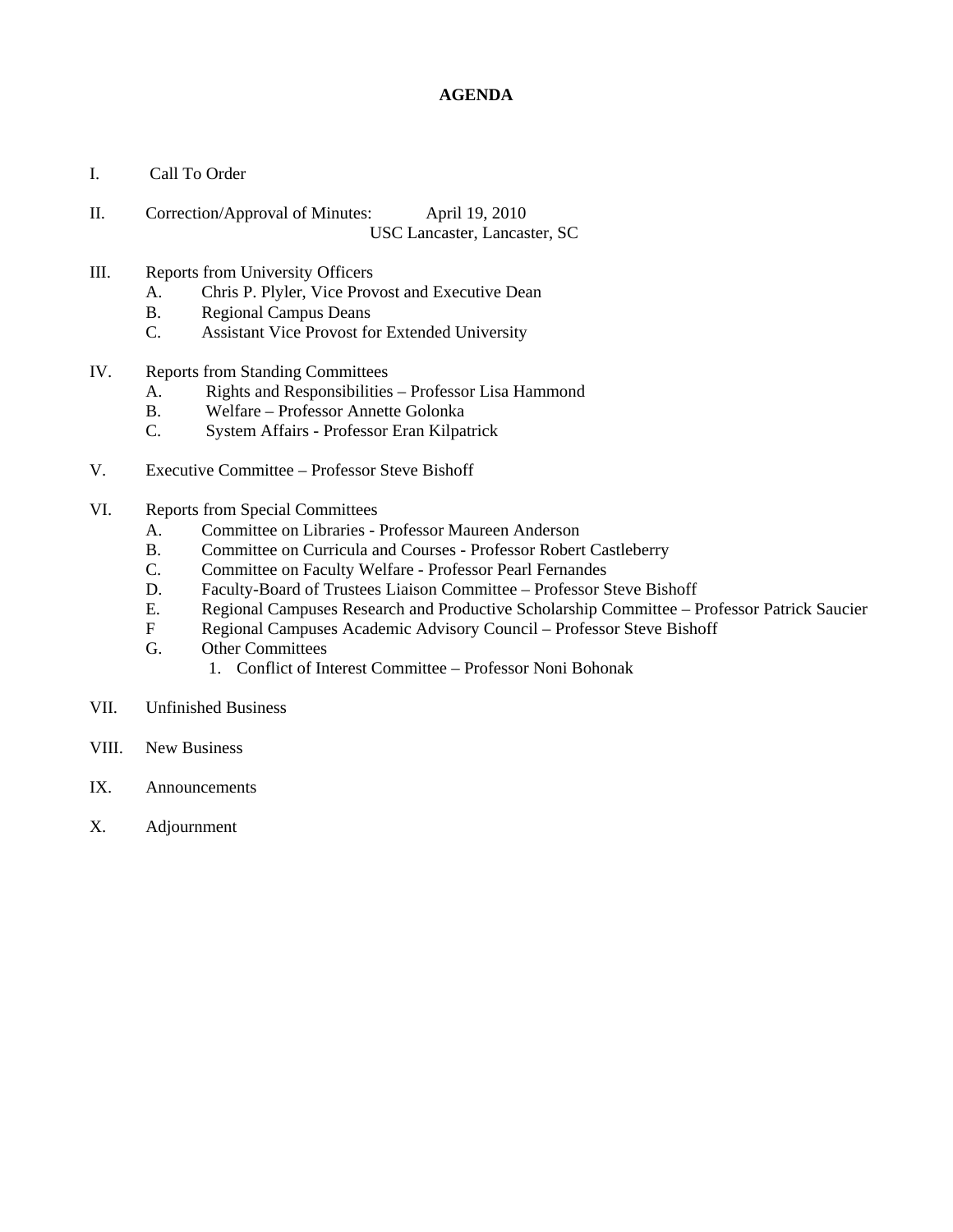# AGENDA

I. Call To Order

II. Correction/Approval of Minutes: April 19, 2010
USC Lancaster, Lancaster, SC

III. Reports from University Officers
   A. Chris P. Plyler, Vice Provost and Executive Dean
   B. Regional Campus Deans
   C. Assistant Vice Provost for Extended University

IV. Reports from Standing Committees
   A. Rights and Responsibilities – Professor Lisa Hammond
   B. Welfare – Professor Annette Golonka
   C. System Affairs - Professor Eran Kilpatrick

V. Executive Committee – Professor Steve Bishoff

VI. Reports from Special Committees
   A. Committee on Libraries - Professor Maureen Anderson
   B. Committee on Curricula and Courses - Professor Robert Castleberry
   C. Committee on Faculty Welfare - Professor Pearl Fernandes
   D. Faculty-Board of Trustees Liaison Committee – Professor Steve Bishoff
   E. Regional Campuses Research and Productive Scholarship Committee – Professor Patrick Saucier
   F Regional Campuses Academic Advisory Council – Professor Steve Bishoff
   G. Other Committees
      1. Conflict of Interest Committee – Professor Noni Bohonak

VII. Unfinished Business

VIII. New Business

IX. Announcements

X. Adjournment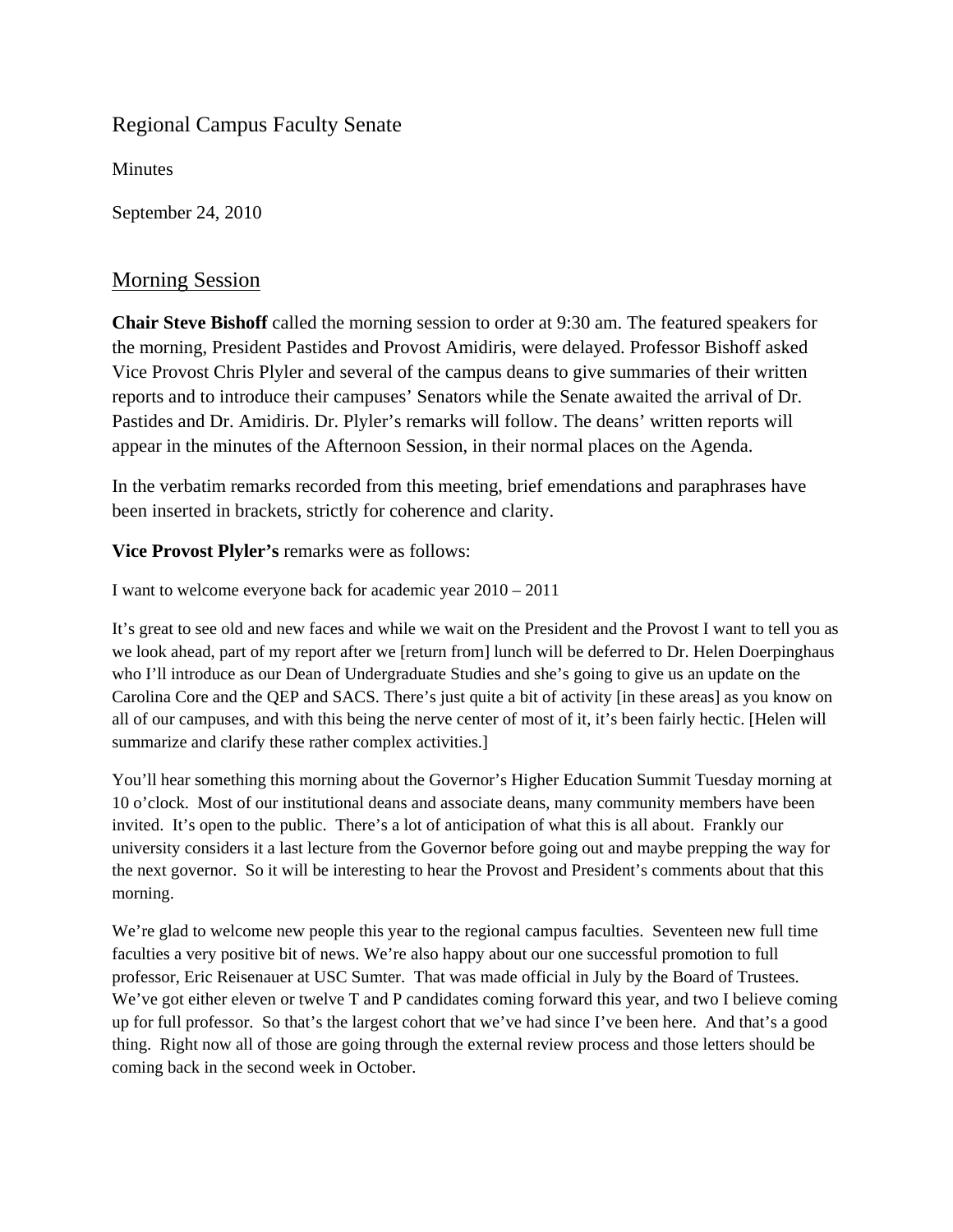Regional Campus Faculty Senate

Minutes

September 24, 2010

## Morning Session

**Chair Steve Bishoff** called the morning session to order at 9:30 am. The featured speakers for the morning, President Pastides and Provost Amidiris, were delayed. Professor Bishoff asked Vice Provost Chris Plyler and several of the campus deans to give summaries of their written reports and to introduce their campuses' Senators while the Senate awaited the arrival of Dr. Pastides and Dr. Amidiris. Dr. Plyler's remarks will follow. The deans' written reports will appear in the minutes of the Afternoon Session, in their normal places on the Agenda.

In the verbatim remarks recorded from this meeting, brief emendations and paraphrases have been inserted in brackets, strictly for coherence and clarity.

**Vice Provost Plyler's** remarks were as follows:

I want to welcome everyone back for academic year 2010 – 2011

It's great to see old and new faces and while we wait on the President and the Provost I want to tell you as we look ahead, part of my report after we [return from] lunch will be deferred to Dr. Helen Doerpinghaus who I'll introduce as our Dean of Undergraduate Studies and she's going to give us an update on the Carolina Core and the QEP and SACS. There's just quite a bit of activity [in these areas] as you know on all of our campuses, and with this being the nerve center of most of it, it's been fairly hectic. [Helen will summarize and clarify these rather complex activities.]

You'll hear something this morning about the Governor's Higher Education Summit Tuesday morning at 10 o'clock. Most of our institutional deans and associate deans, many community members have been invited. It's open to the public. There's a lot of anticipation of what this is all about. Frankly our university considers it a last lecture from the Governor before going out and maybe prepping the way for the next governor. So it will be interesting to hear the Provost and President's comments about that this morning.

We're glad to welcome new people this year to the regional campus faculties. Seventeen new full time faculties a very positive bit of news. We're also happy about our one successful promotion to full professor, Eric Reisenauer at USC Sumter. That was made official in July by the Board of Trustees. We've got either eleven or twelve T and P candidates coming forward this year, and two I believe coming up for full professor. So that's the largest cohort that we've had since I've been here. And that's a good thing. Right now all of those are going through the external review process and those letters should be coming back in the second week in October.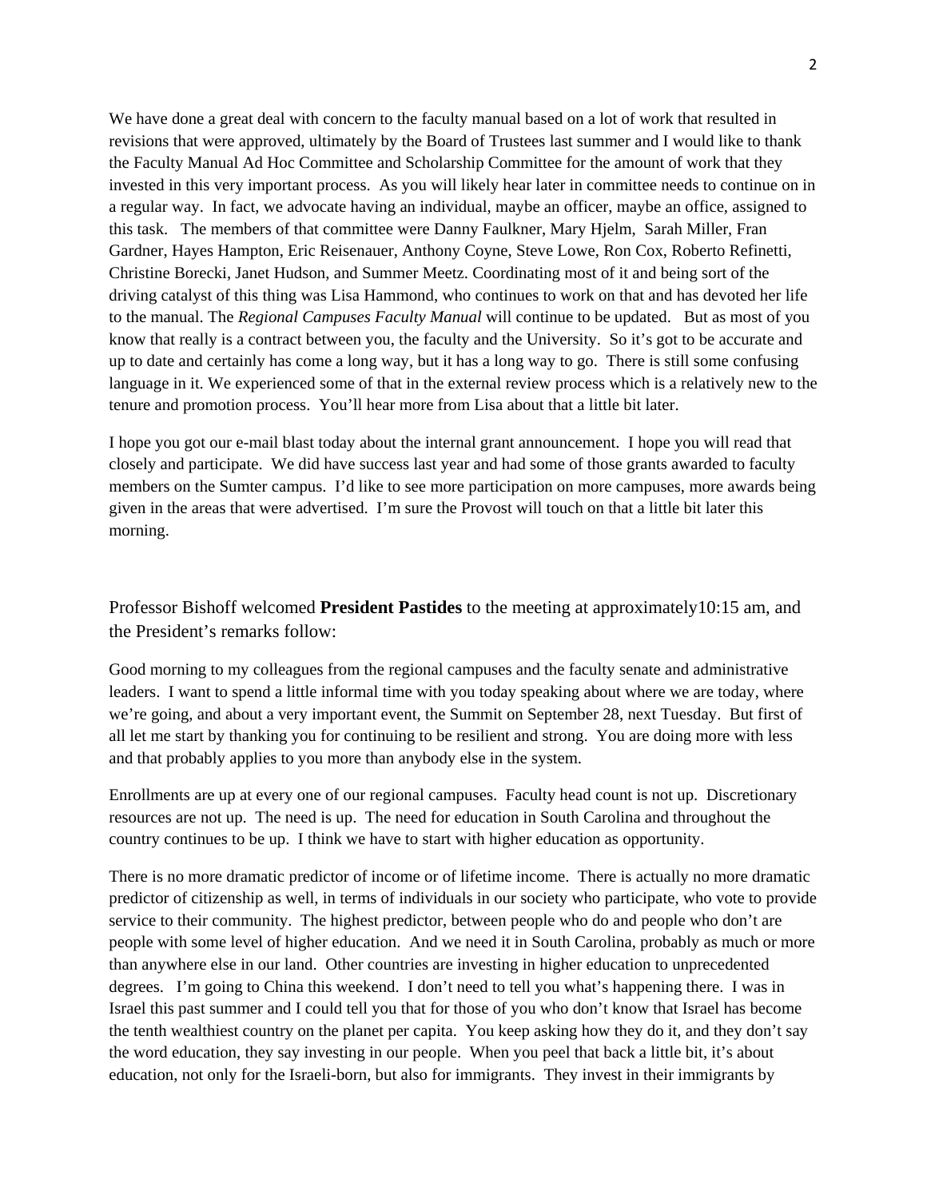We have done a great deal with concern to the faculty manual based on a lot of work that resulted in revisions that were approved, ultimately by the Board of Trustees last summer and I would like to thank the Faculty Manual Ad Hoc Committee and Scholarship Committee for the amount of work that they invested in this very important process. As you will likely hear later in committee needs to continue on in a regular way. In fact, we advocate having an individual, maybe an officer, maybe an office, assigned to this task. The members of that committee were Danny Faulkner, Mary Hjelm, Sarah Miller, Fran Gardner, Hayes Hampton, Eric Reisenauer, Anthony Coyne, Steve Lowe, Ron Cox, Roberto Refinetti, Christine Borecki, Janet Hudson, and Summer Meetz. Coordinating most of it and being sort of the driving catalyst of this thing was Lisa Hammond, who continues to work on that and has devoted her life to the manual. The *Regional Campuses Faculty Manual* will continue to be updated. But as most of you know that really is a contract between you, the faculty and the University. So it's got to be accurate and up to date and certainly has come a long way, but it has a long way to go. There is still some confusing language in it. We experienced some of that in the external review process which is a relatively new to the tenure and promotion process. You'll hear more from Lisa about that a little bit later.

I hope you got our e-mail blast today about the internal grant announcement. I hope you will read that closely and participate. We did have success last year and had some of those grants awarded to faculty members on the Sumter campus. I'd like to see more participation on more campuses, more awards being given in the areas that were advertised. I'm sure the Provost will touch on that a little bit later this morning.

Professor Bishoff welcomed **President Pastides** to the meeting at approximately10:15 am, and the President's remarks follow:

Good morning to my colleagues from the regional campuses and the faculty senate and administrative leaders. I want to spend a little informal time with you today speaking about where we are today, where we're going, and about a very important event, the Summit on September 28, next Tuesday. But first of all let me start by thanking you for continuing to be resilient and strong. You are doing more with less and that probably applies to you more than anybody else in the system.

Enrollments are up at every one of our regional campuses. Faculty head count is not up. Discretionary resources are not up. The need is up. The need for education in South Carolina and throughout the country continues to be up. I think we have to start with higher education as opportunity.

There is no more dramatic predictor of income or of lifetime income. There is actually no more dramatic predictor of citizenship as well, in terms of individuals in our society who participate, who vote to provide service to their community. The highest predictor, between people who do and people who don't are people with some level of higher education. And we need it in South Carolina, probably as much or more than anywhere else in our land. Other countries are investing in higher education to unprecedented degrees. I'm going to China this weekend. I don't need to tell you what's happening there. I was in Israel this past summer and I could tell you that for those of you who don't know that Israel has become the tenth wealthiest country on the planet per capita. You keep asking how they do it, and they don't say the word education, they say investing in our people. When you peel that back a little bit, it's about education, not only for the Israeli-born, but also for immigrants. They invest in their immigrants by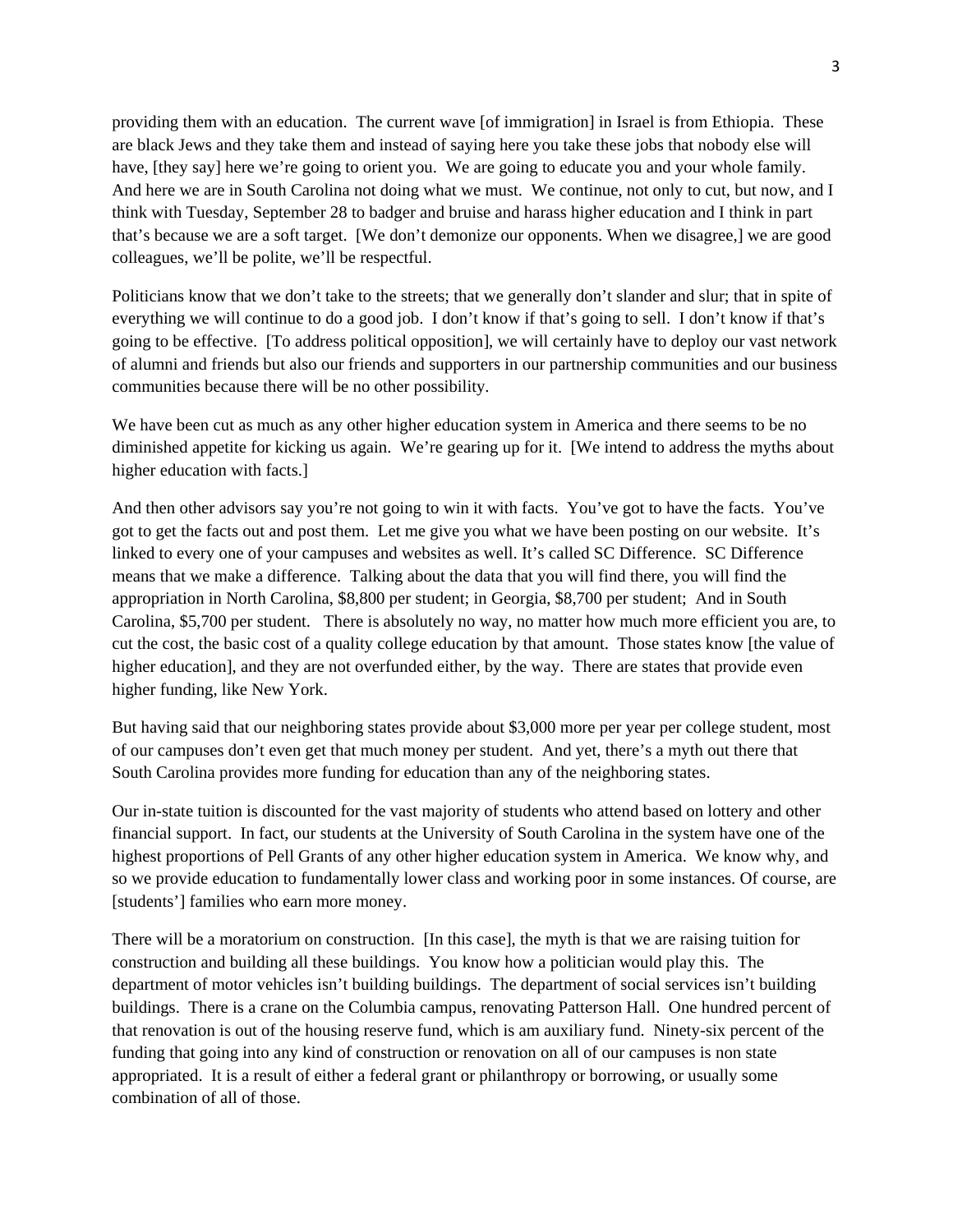providing them with an education. The current wave [of immigration] in Israel is from Ethiopia. These are black Jews and they take them and instead of saying here you take these jobs that nobody else will have, [they say] here we're going to orient you. We are going to educate you and your whole family. And here we are in South Carolina not doing what we must. We continue, not only to cut, but now, and I think with Tuesday, September 28 to badger and bruise and harass higher education and I think in part that's because we are a soft target. [We don't demonize our opponents. When we disagree,] we are good colleagues, we'll be polite, we'll be respectful.

Politicians know that we don't take to the streets; that we generally don't slander and slur; that in spite of everything we will continue to do a good job. I don't know if that's going to sell. I don't know if that's going to be effective. [To address political opposition], we will certainly have to deploy our vast network of alumni and friends but also our friends and supporters in our partnership communities and our business communities because there will be no other possibility.

We have been cut as much as any other higher education system in America and there seems to be no diminished appetite for kicking us again. We're gearing up for it. [We intend to address the myths about higher education with facts.]

And then other advisors say you're not going to win it with facts. You've got to have the facts. You've got to get the facts out and post them. Let me give you what we have been posting on our website. It's linked to every one of your campuses and websites as well. It's called SC Difference. SC Difference means that we make a difference. Talking about the data that you will find there, you will find the appropriation in North Carolina, $8,800 per student; in Georgia, $8,700 per student; And in South Carolina, $5,700 per student. There is absolutely no way, no matter how much more efficient you are, to cut the cost, the basic cost of a quality college education by that amount. Those states know [the value of higher education], and they are not overfunded either, by the way. There are states that provide even higher funding, like New York.

But having said that our neighboring states provide about $3,000 more per year per college student, most of our campuses don't even get that much money per student. And yet, there's a myth out there that South Carolina provides more funding for education than any of the neighboring states.

Our in-state tuition is discounted for the vast majority of students who attend based on lottery and other financial support. In fact, our students at the University of South Carolina in the system have one of the highest proportions of Pell Grants of any other higher education system in America. We know why, and so we provide education to fundamentally lower class and working poor in some instances. Of course, are [students'] families who earn more money.

There will be a moratorium on construction. [In this case], the myth is that we are raising tuition for construction and building all these buildings. You know how a politician would play this. The department of motor vehicles isn't building buildings. The department of social services isn't building buildings. There is a crane on the Columbia campus, renovating Patterson Hall. One hundred percent of that renovation is out of the housing reserve fund, which is am auxiliary fund. Ninety-six percent of the funding that going into any kind of construction or renovation on all of our campuses is non state appropriated. It is a result of either a federal grant or philanthropy or borrowing, or usually some combination of all of those.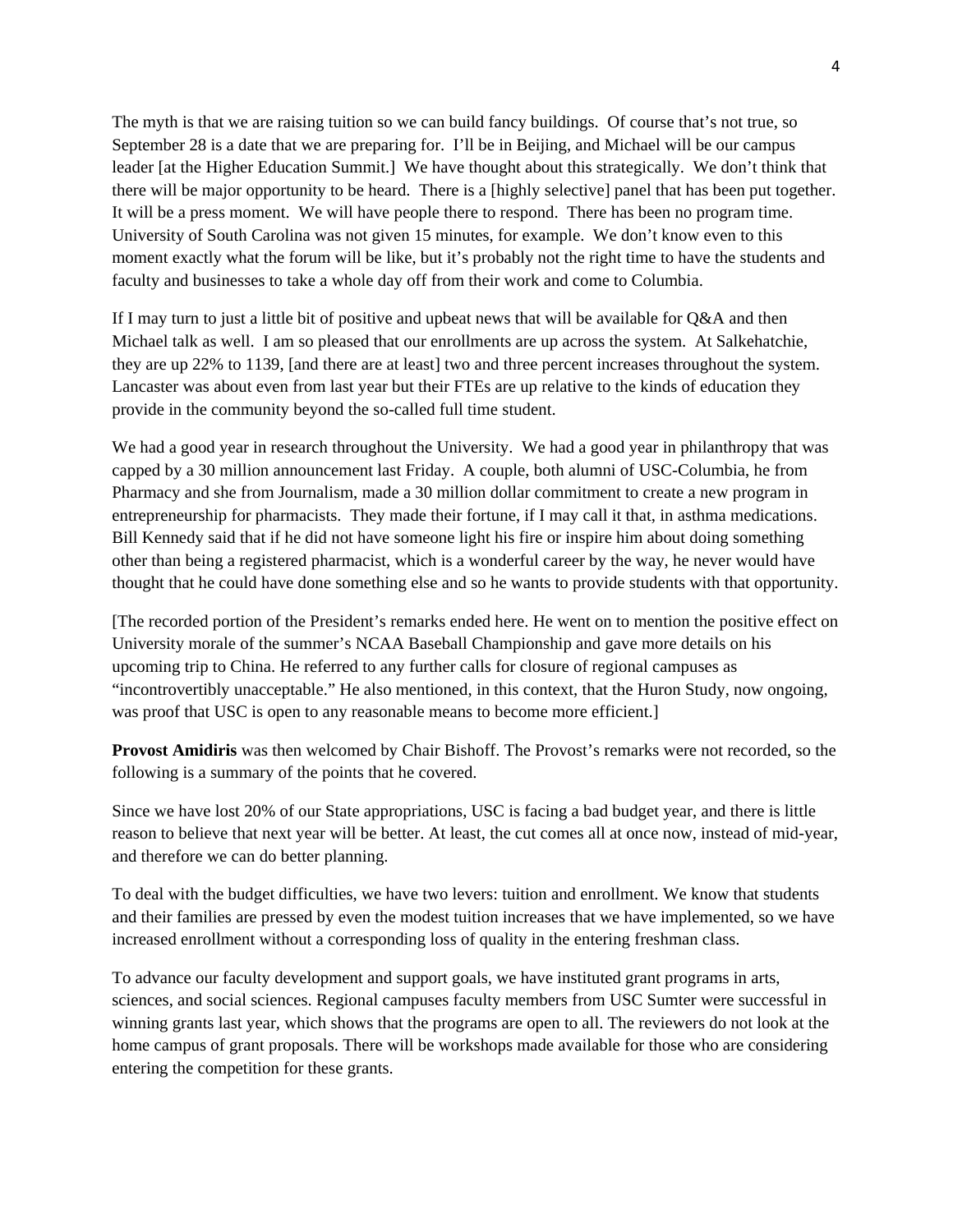The myth is that we are raising tuition so we can build fancy buildings. Of course that's not true, so September 28 is a date that we are preparing for. I'll be in Beijing, and Michael will be our campus leader [at the Higher Education Summit.] We have thought about this strategically. We don't think that there will be major opportunity to be heard. There is a [highly selective] panel that has been put together. It will be a press moment. We will have people there to respond. There has been no program time. University of South Carolina was not given 15 minutes, for example. We don't know even to this moment exactly what the forum will be like, but it's probably not the right time to have the students and faculty and businesses to take a whole day off from their work and come to Columbia.

If I may turn to just a little bit of positive and upbeat news that will be available for Q&A and then Michael talk as well. I am so pleased that our enrollments are up across the system. At Salkehatchie, they are up 22% to 1139, [and there are at least] two and three percent increases throughout the system. Lancaster was about even from last year but their FTEs are up relative to the kinds of education they provide in the community beyond the so-called full time student.

We had a good year in research throughout the University. We had a good year in philanthropy that was capped by a 30 million announcement last Friday. A couple, both alumni of USC-Columbia, he from Pharmacy and she from Journalism, made a 30 million dollar commitment to create a new program in entrepreneurship for pharmacists. They made their fortune, if I may call it that, in asthma medications. Bill Kennedy said that if he did not have someone light his fire or inspire him about doing something other than being a registered pharmacist, which is a wonderful career by the way, he never would have thought that he could have done something else and so he wants to provide students with that opportunity.

[The recorded portion of the President's remarks ended here. He went on to mention the positive effect on University morale of the summer's NCAA Baseball Championship and gave more details on his upcoming trip to China. He referred to any further calls for closure of regional campuses as "incontrovertibly unacceptable." He also mentioned, in this context, that the Huron Study, now ongoing, was proof that USC is open to any reasonable means to become more efficient.]

**Provost Amidiris** was then welcomed by Chair Bishoff. The Provost's remarks were not recorded, so the following is a summary of the points that he covered.

Since we have lost 20% of our State appropriations, USC is facing a bad budget year, and there is little reason to believe that next year will be better. At least, the cut comes all at once now, instead of mid-year, and therefore we can do better planning.

To deal with the budget difficulties, we have two levers: tuition and enrollment. We know that students and their families are pressed by even the modest tuition increases that we have implemented, so we have increased enrollment without a corresponding loss of quality in the entering freshman class.

To advance our faculty development and support goals, we have instituted grant programs in arts, sciences, and social sciences. Regional campuses faculty members from USC Sumter were successful in winning grants last year, which shows that the programs are open to all. The reviewers do not look at the home campus of grant proposals. There will be workshops made available for those who are considering entering the competition for these grants.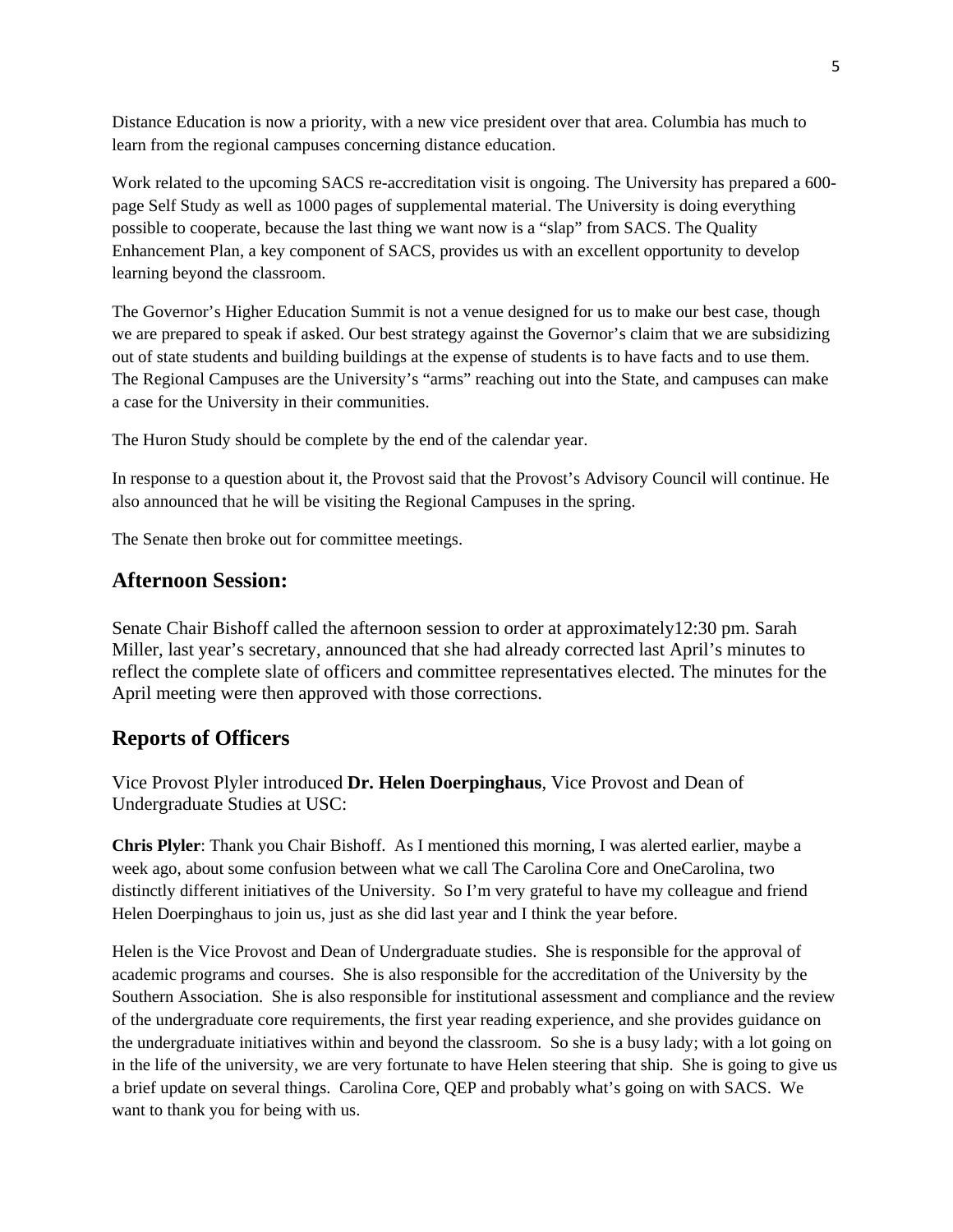Distance Education is now a priority, with a new vice president over that area. Columbia has much to learn from the regional campuses concerning distance education.

Work related to the upcoming SACS re-accreditation visit is ongoing. The University has prepared a 600-page Self Study as well as 1000 pages of supplemental material. The University is doing everything possible to cooperate, because the last thing we want now is a "slap" from SACS. The Quality Enhancement Plan, a key component of SACS, provides us with an excellent opportunity to develop learning beyond the classroom.

The Governor's Higher Education Summit is not a venue designed for us to make our best case, though we are prepared to speak if asked. Our best strategy against the Governor's claim that we are subsidizing out of state students and building buildings at the expense of students is to have facts and to use them. The Regional Campuses are the University's "arms" reaching out into the State, and campuses can make a case for the University in their communities.

The Huron Study should be complete by the end of the calendar year.

In response to a question about it, the Provost said that the Provost's Advisory Council will continue. He also announced that he will be visiting the Regional Campuses in the spring.

The Senate then broke out for committee meetings.

## Afternoon Session:

Senate Chair Bishoff called the afternoon session to order at approximately12:30 pm. Sarah Miller, last year's secretary, announced that she had already corrected last April's minutes to reflect the complete slate of officers and committee representatives elected. The minutes for the April meeting were then approved with those corrections.

## Reports of Officers

Vice Provost Plyler introduced **Dr. Helen Doerpinghaus**, Vice Provost and Dean of Undergraduate Studies at USC:

**Chris Plyler**: Thank you Chair Bishoff. As I mentioned this morning, I was alerted earlier, maybe a week ago, about some confusion between what we call The Carolina Core and OneCarolina, two distinctly different initiatives of the University. So I'm very grateful to have my colleague and friend Helen Doerpinghaus to join us, just as she did last year and I think the year before.

Helen is the Vice Provost and Dean of Undergraduate studies. She is responsible for the approval of academic programs and courses. She is also responsible for the accreditation of the University by the Southern Association. She is also responsible for institutional assessment and compliance and the review of the undergraduate core requirements, the first year reading experience, and she provides guidance on the undergraduate initiatives within and beyond the classroom. So she is a busy lady; with a lot going on in the life of the university, we are very fortunate to have Helen steering that ship. She is going to give us a brief update on several things. Carolina Core, QEP and probably what's going on with SACS. We want to thank you for being with us.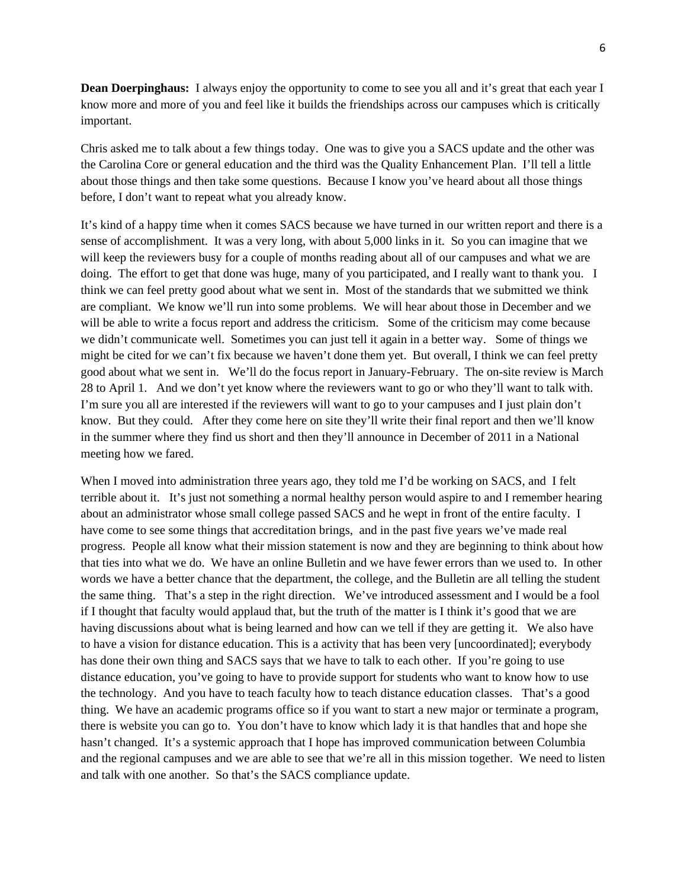**Dean Doerpinghaus:** I always enjoy the opportunity to come to see you all and it's great that each year I know more and more of you and feel like it builds the friendships across our campuses which is critically important.

Chris asked me to talk about a few things today. One was to give you a SACS update and the other was the Carolina Core or general education and the third was the Quality Enhancement Plan. I'll tell a little about those things and then take some questions. Because I know you've heard about all those things before, I don't want to repeat what you already know.

It's kind of a happy time when it comes SACS because we have turned in our written report and there is a sense of accomplishment. It was a very long, with about 5,000 links in it. So you can imagine that we will keep the reviewers busy for a couple of months reading about all of our campuses and what we are doing. The effort to get that done was huge, many of you participated, and I really want to thank you. I think we can feel pretty good about what we sent in. Most of the standards that we submitted we think are compliant. We know we'll run into some problems. We will hear about those in December and we will be able to write a focus report and address the criticism. Some of the criticism may come because we didn't communicate well. Sometimes you can just tell it again in a better way. Some of things we might be cited for we can't fix because we haven't done them yet. But overall, I think we can feel pretty good about what we sent in. We'll do the focus report in January-February. The on-site review is March 28 to April 1. And we don't yet know where the reviewers want to go or who they'll want to talk with. I'm sure you all are interested if the reviewers will want to go to your campuses and I just plain don't know. But they could. After they come here on site they'll write their final report and then we'll know in the summer where they find us short and then they'll announce in December of 2011 in a National meeting how we fared.

When I moved into administration three years ago, they told me I'd be working on SACS, and I felt terrible about it. It's just not something a normal healthy person would aspire to and I remember hearing about an administrator whose small college passed SACS and he wept in front of the entire faculty. I have come to see some things that accreditation brings, and in the past five years we've made real progress. People all know what their mission statement is now and they are beginning to think about how that ties into what we do. We have an online Bulletin and we have fewer errors than we used to. In other words we have a better chance that the department, the college, and the Bulletin are all telling the student the same thing. That's a step in the right direction. We've introduced assessment and I would be a fool if I thought that faculty would applaud that, but the truth of the matter is I think it's good that we are having discussions about what is being learned and how can we tell if they are getting it. We also have to have a vision for distance education. This is a activity that has been very [uncoordinated]; everybody has done their own thing and SACS says that we have to talk to each other. If you're going to use distance education, you've going to have to provide support for students who want to know how to use the technology. And you have to teach faculty how to teach distance education classes. That's a good thing. We have an academic programs office so if you want to start a new major or terminate a program, there is website you can go to. You don't have to know which lady it is that handles that and hope she hasn't changed. It's a systemic approach that I hope has improved communication between Columbia and the regional campuses and we are able to see that we're all in this mission together. We need to listen and talk with one another. So that's the SACS compliance update.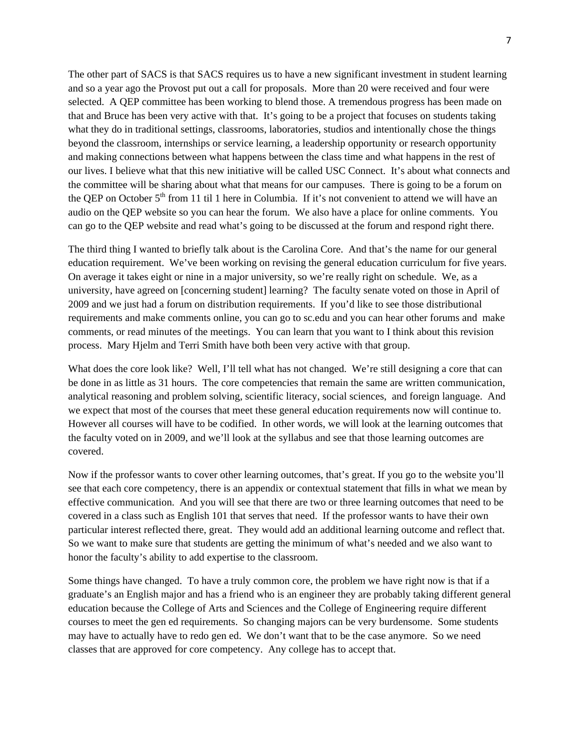The other part of SACS is that SACS requires us to have a new significant investment in student learning and so a year ago the Provost put out a call for proposals. More than 20 were received and four were selected. A QEP committee has been working to blend those. A tremendous progress has been made on that and Bruce has been very active with that. It's going to be a project that focuses on students taking what they do in traditional settings, classrooms, laboratories, studios and intentionally chose the things beyond the classroom, internships or service learning, a leadership opportunity or research opportunity and making connections between what happens between the class time and what happens in the rest of our lives. I believe what that this new initiative will be called USC Connect. It's about what connects and the committee will be sharing about what that means for our campuses. There is going to be a forum on the QEP on October 5th from 11 til 1 here in Columbia. If it's not convenient to attend we will have an audio on the QEP website so you can hear the forum. We also have a place for online comments. You can go to the QEP website and read what's going to be discussed at the forum and respond right there.

The third thing I wanted to briefly talk about is the Carolina Core. And that's the name for our general education requirement. We've been working on revising the general education curriculum for five years. On average it takes eight or nine in a major university, so we're really right on schedule. We, as a university, have agreed on [concerning student] learning? The faculty senate voted on those in April of 2009 and we just had a forum on distribution requirements. If you'd like to see those distributional requirements and make comments online, you can go to sc.edu and you can hear other forums and make comments, or read minutes of the meetings. You can learn that you want to I think about this revision process. Mary Hjelm and Terri Smith have both been very active with that group.

What does the core look like? Well, I'll tell what has not changed. We're still designing a core that can be done in as little as 31 hours. The core competencies that remain the same are written communication, analytical reasoning and problem solving, scientific literacy, social sciences, and foreign language. And we expect that most of the courses that meet these general education requirements now will continue to. However all courses will have to be codified. In other words, we will look at the learning outcomes that the faculty voted on in 2009, and we'll look at the syllabus and see that those learning outcomes are covered.

Now if the professor wants to cover other learning outcomes, that's great. If you go to the website you'll see that each core competency, there is an appendix or contextual statement that fills in what we mean by effective communication. And you will see that there are two or three learning outcomes that need to be covered in a class such as English 101 that serves that need. If the professor wants to have their own particular interest reflected there, great. They would add an additional learning outcome and reflect that. So we want to make sure that students are getting the minimum of what's needed and we also want to honor the faculty's ability to add expertise to the classroom.

Some things have changed. To have a truly common core, the problem we have right now is that if a graduate's an English major and has a friend who is an engineer they are probably taking different general education because the College of Arts and Sciences and the College of Engineering require different courses to meet the gen ed requirements. So changing majors can be very burdensome. Some students may have to actually have to redo gen ed. We don't want that to be the case anymore. So we need classes that are approved for core competency. Any college has to accept that.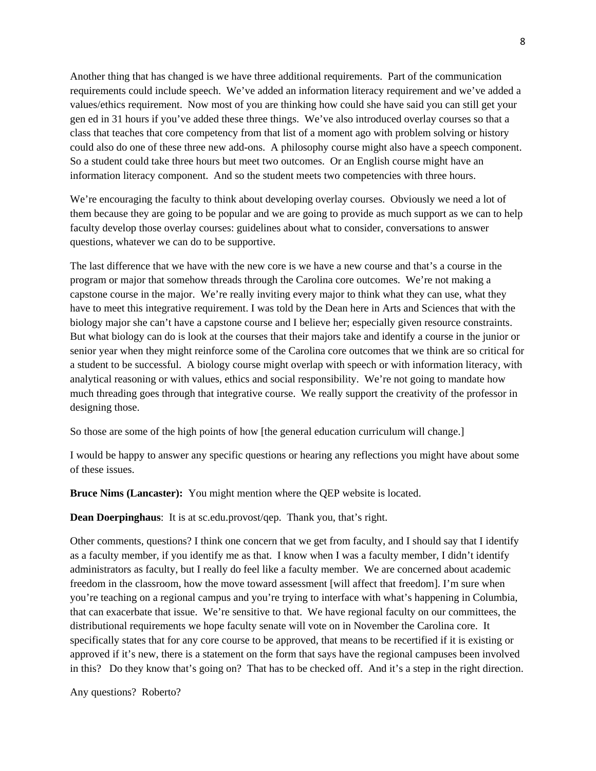Another thing that has changed is we have three additional requirements. Part of the communication requirements could include speech. We've added an information literacy requirement and we've added a values/ethics requirement. Now most of you are thinking how could she have said you can still get your gen ed in 31 hours if you've added these three things. We've also introduced overlay courses so that a class that teaches that core competency from that list of a moment ago with problem solving or history could also do one of these three new add-ons. A philosophy course might also have a speech component. So a student could take three hours but meet two outcomes. Or an English course might have an information literacy component. And so the student meets two competencies with three hours.

We're encouraging the faculty to think about developing overlay courses. Obviously we need a lot of them because they are going to be popular and we are going to provide as much support as we can to help faculty develop those overlay courses: guidelines about what to consider, conversations to answer questions, whatever we can do to be supportive.

The last difference that we have with the new core is we have a new course and that's a course in the program or major that somehow threads through the Carolina core outcomes. We're not making a capstone course in the major. We're really inviting every major to think what they can use, what they have to meet this integrative requirement. I was told by the Dean here in Arts and Sciences that with the biology major she can't have a capstone course and I believe her; especially given resource constraints. But what biology can do is look at the courses that their majors take and identify a course in the junior or senior year when they might reinforce some of the Carolina core outcomes that we think are so critical for a student to be successful. A biology course might overlap with speech or with information literacy, with analytical reasoning or with values, ethics and social responsibility. We're not going to mandate how much threading goes through that integrative course. We really support the creativity of the professor in designing those.

So those are some of the high points of how [the general education curriculum will change.]

I would be happy to answer any specific questions or hearing any reflections you might have about some of these issues.

**Bruce Nims (Lancaster):** You might mention where the QEP website is located.

**Dean Doerpinghaus**: It is at sc.edu.provost/qep. Thank you, that's right.

Other comments, questions? I think one concern that we get from faculty, and I should say that I identify as a faculty member, if you identify me as that. I know when I was a faculty member, I didn't identify administrators as faculty, but I really do feel like a faculty member. We are concerned about academic freedom in the classroom, how the move toward assessment [will affect that freedom]. I'm sure when you're teaching on a regional campus and you're trying to interface with what's happening in Columbia, that can exacerbate that issue. We're sensitive to that. We have regional faculty on our committees, the distributional requirements we hope faculty senate will vote on in November the Carolina core. It specifically states that for any core course to be approved, that means to be recertified if it is existing or approved if it's new, there is a statement on the form that says have the regional campuses been involved in this? Do they know that's going on? That has to be checked off. And it's a step in the right direction.

Any questions? Roberto?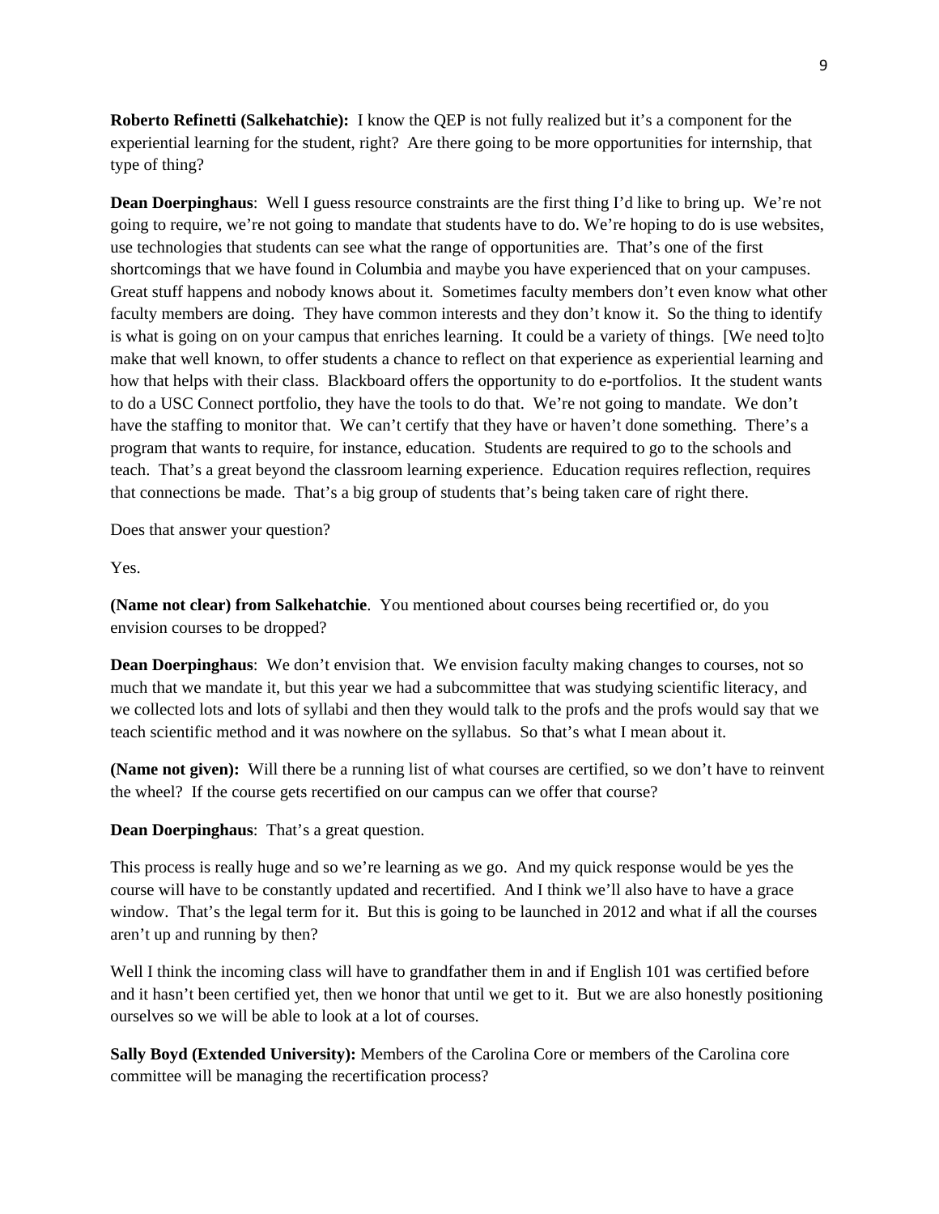**Roberto Refinetti (Salkehatchie):** I know the QEP is not fully realized but it's a component for the experiential learning for the student, right? Are there going to be more opportunities for internship, that type of thing?

**Dean Doerpinghaus**: Well I guess resource constraints are the first thing I'd like to bring up. We're not going to require, we're not going to mandate that students have to do. We're hoping to do is use websites, use technologies that students can see what the range of opportunities are. That's one of the first shortcomings that we have found in Columbia and maybe you have experienced that on your campuses. Great stuff happens and nobody knows about it. Sometimes faculty members don't even know what other faculty members are doing. They have common interests and they don't know it. So the thing to identify is what is going on on your campus that enriches learning. It could be a variety of things. [We need to]to make that well known, to offer students a chance to reflect on that experience as experiential learning and how that helps with their class. Blackboard offers the opportunity to do e-portfolios. It the student wants to do a USC Connect portfolio, they have the tools to do that. We're not going to mandate. We don't have the staffing to monitor that. We can't certify that they have or haven't done something. There's a program that wants to require, for instance, education. Students are required to go to the schools and teach. That's a great beyond the classroom learning experience. Education requires reflection, requires that connections be made. That's a big group of students that's being taken care of right there.

Does that answer your question?

Yes.

**(Name not clear) from Salkehatchie**. You mentioned about courses being recertified or, do you envision courses to be dropped?

**Dean Doerpinghaus**: We don't envision that. We envision faculty making changes to courses, not so much that we mandate it, but this year we had a subcommittee that was studying scientific literacy, and we collected lots and lots of syllabi and then they would talk to the profs and the profs would say that we teach scientific method and it was nowhere on the syllabus. So that's what I mean about it.

**(Name not given):** Will there be a running list of what courses are certified, so we don't have to reinvent the wheel? If the course gets recertified on our campus can we offer that course?

**Dean Doerpinghaus**: That's a great question.

This process is really huge and so we're learning as we go. And my quick response would be yes the course will have to be constantly updated and recertified. And I think we'll also have to have a grace window. That's the legal term for it. But this is going to be launched in 2012 and what if all the courses aren't up and running by then?

Well I think the incoming class will have to grandfather them in and if English 101 was certified before and it hasn't been certified yet, then we honor that until we get to it. But we are also honestly positioning ourselves so we will be able to look at a lot of courses.

**Sally Boyd (Extended University):** Members of the Carolina Core or members of the Carolina core committee will be managing the recertification process?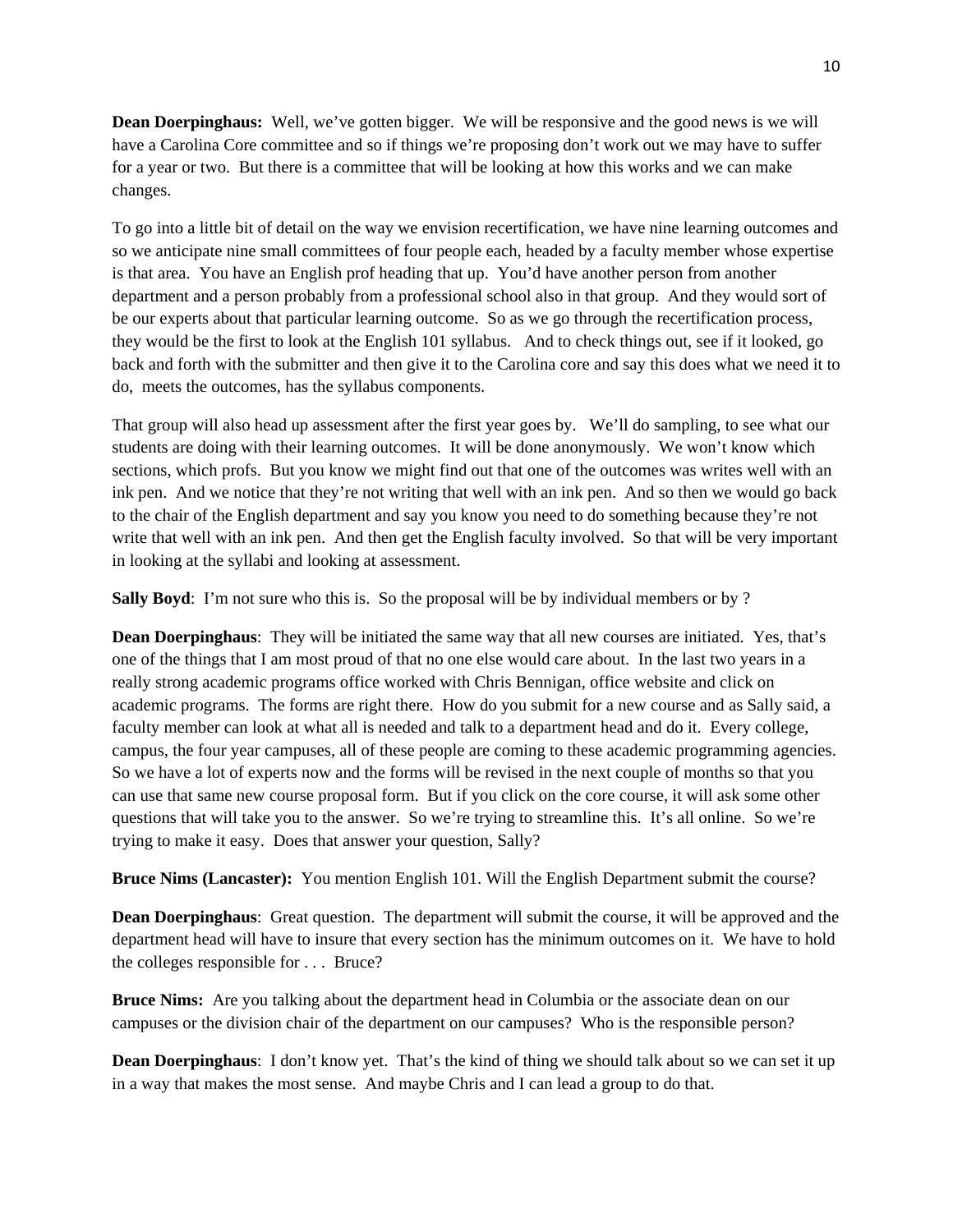**Dean Doerpinghaus:** Well, we've gotten bigger. We will be responsive and the good news is we will have a Carolina Core committee and so if things we're proposing don't work out we may have to suffer for a year or two. But there is a committee that will be looking at how this works and we can make changes.

To go into a little bit of detail on the way we envision recertification, we have nine learning outcomes and so we anticipate nine small committees of four people each, headed by a faculty member whose expertise is that area. You have an English prof heading that up. You'd have another person from another department and a person probably from a professional school also in that group. And they would sort of be our experts about that particular learning outcome. So as we go through the recertification process, they would be the first to look at the English 101 syllabus. And to check things out, see if it looked, go back and forth with the submitter and then give it to the Carolina core and say this does what we need it to do, meets the outcomes, has the syllabus components.

That group will also head up assessment after the first year goes by. We'll do sampling, to see what our students are doing with their learning outcomes. It will be done anonymously. We won't know which sections, which profs. But you know we might find out that one of the outcomes was writes well with an ink pen. And we notice that they're not writing that well with an ink pen. And so then we would go back to the chair of the English department and say you know you need to do something because they're not write that well with an ink pen. And then get the English faculty involved. So that will be very important in looking at the syllabi and looking at assessment.

**Sally Boyd**: I'm not sure who this is. So the proposal will be by individual members or by ?

**Dean Doerpinghaus**: They will be initiated the same way that all new courses are initiated. Yes, that's one of the things that I am most proud of that no one else would care about. In the last two years in a really strong academic programs office worked with Chris Bennigan, office website and click on academic programs. The forms are right there. How do you submit for a new course and as Sally said, a faculty member can look at what all is needed and talk to a department head and do it. Every college, campus, the four year campuses, all of these people are coming to these academic programming agencies. So we have a lot of experts now and the forms will be revised in the next couple of months so that you can use that same new course proposal form. But if you click on the core course, it will ask some other questions that will take you to the answer. So we're trying to streamline this. It's all online. So we're trying to make it easy. Does that answer your question, Sally?

**Bruce Nims (Lancaster):** You mention English 101. Will the English Department submit the course?

**Dean Doerpinghaus**: Great question. The department will submit the course, it will be approved and the department head will have to insure that every section has the minimum outcomes on it. We have to hold the colleges responsible for . . . Bruce?

**Bruce Nims:** Are you talking about the department head in Columbia or the associate dean on our campuses or the division chair of the department on our campuses? Who is the responsible person?

**Dean Doerpinghaus**: I don't know yet. That's the kind of thing we should talk about so we can set it up in a way that makes the most sense. And maybe Chris and I can lead a group to do that.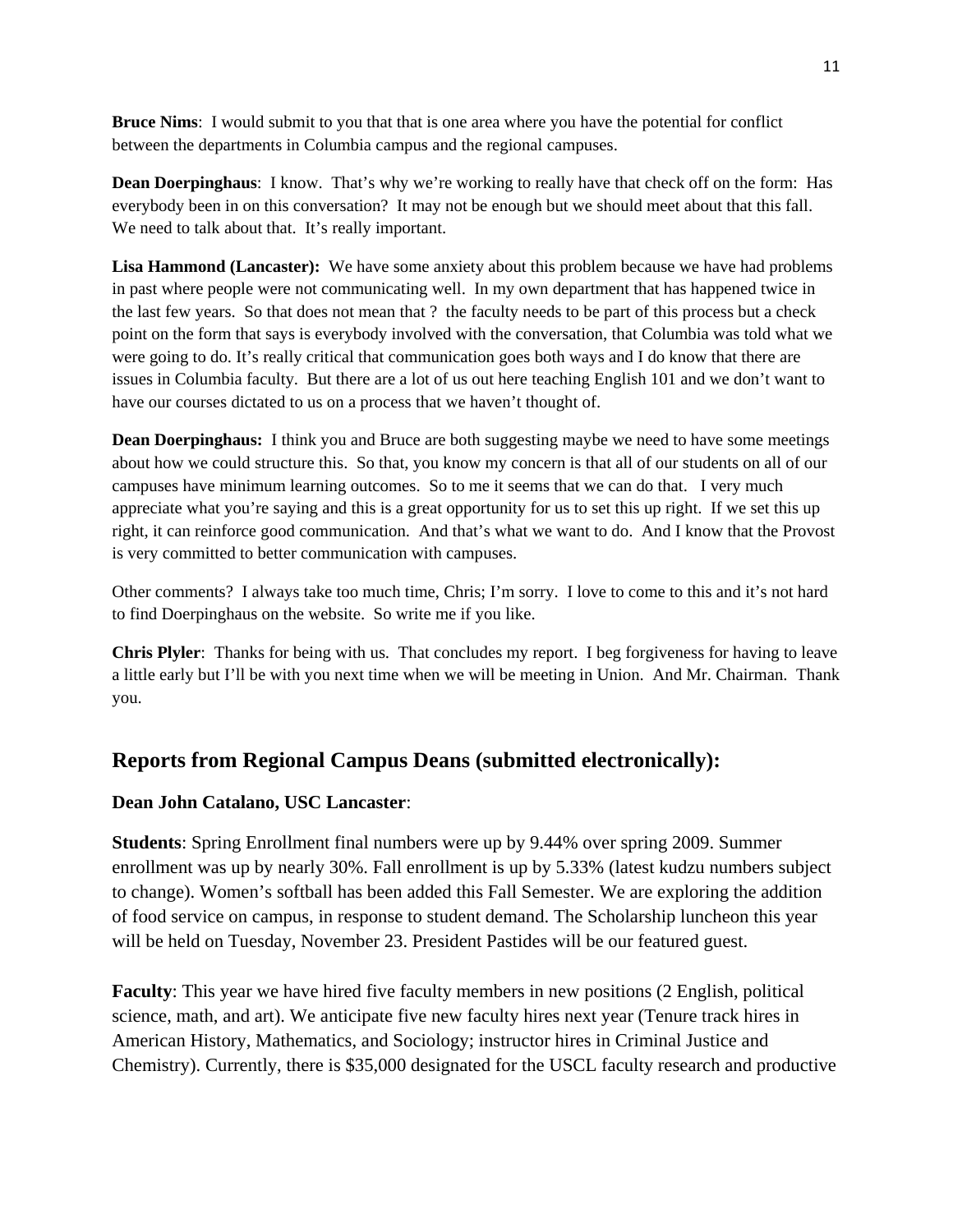**Bruce Nims**: I would submit to you that that is one area where you have the potential for conflict between the departments in Columbia campus and the regional campuses.

**Dean Doerpinghaus**: I know. That's why we're working to really have that check off on the form: Has everybody been in on this conversation? It may not be enough but we should meet about that this fall. We need to talk about that. It's really important.

**Lisa Hammond (Lancaster):** We have some anxiety about this problem because we have had problems in past where people were not communicating well. In my own department that has happened twice in the last few years. So that does not mean that ? the faculty needs to be part of this process but a check point on the form that says is everybody involved with the conversation, that Columbia was told what we were going to do. It's really critical that communication goes both ways and I do know that there are issues in Columbia faculty. But there are a lot of us out here teaching English 101 and we don't want to have our courses dictated to us on a process that we haven't thought of.

**Dean Doerpinghaus:** I think you and Bruce are both suggesting maybe we need to have some meetings about how we could structure this. So that, you know my concern is that all of our students on all of our campuses have minimum learning outcomes. So to me it seems that we can do that. I very much appreciate what you're saying and this is a great opportunity for us to set this up right. If we set this up right, it can reinforce good communication. And that's what we want to do. And I know that the Provost is very committed to better communication with campuses.

Other comments? I always take too much time, Chris; I'm sorry. I love to come to this and it's not hard to find Doerpinghaus on the website. So write me if you like.

**Chris Plyler**: Thanks for being with us. That concludes my report. I beg forgiveness for having to leave a little early but I'll be with you next time when we will be meeting in Union. And Mr. Chairman. Thank you.

## Reports from Regional Campus Deans (submitted electronically):

**Dean John Catalano, USC Lancaster**:

**Students**: Spring Enrollment final numbers were up by 9.44% over spring 2009. Summer enrollment was up by nearly 30%. Fall enrollment is up by 5.33% (latest kudzu numbers subject to change). Women's softball has been added this Fall Semester. We are exploring the addition of food service on campus, in response to student demand. The Scholarship luncheon this year will be held on Tuesday, November 23. President Pastides will be our featured guest.

**Faculty**: This year we have hired five faculty members in new positions (2 English, political science, math, and art). We anticipate five new faculty hires next year (Tenure track hires in American History, Mathematics, and Sociology; instructor hires in Criminal Justice and Chemistry). Currently, there is $35,000 designated for the USCL faculty research and productive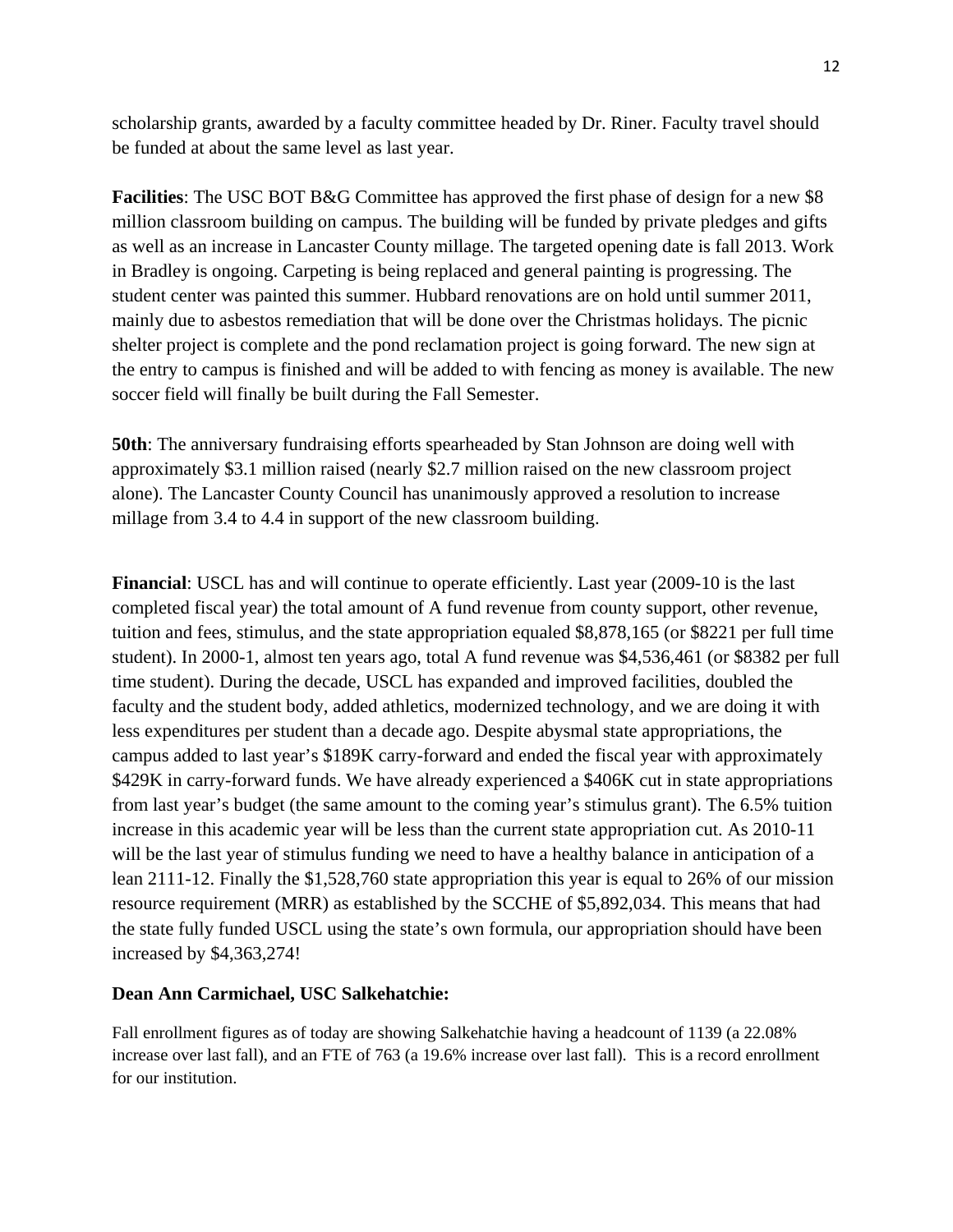scholarship grants, awarded by a faculty committee headed by Dr. Riner. Faculty travel should be funded at about the same level as last year.

**Facilities**: The USC BOT B&G Committee has approved the first phase of design for a new $8 million classroom building on campus. The building will be funded by private pledges and gifts as well as an increase in Lancaster County millage. The targeted opening date is fall 2013. Work in Bradley is ongoing. Carpeting is being replaced and general painting is progressing. The student center was painted this summer. Hubbard renovations are on hold until summer 2011, mainly due to asbestos remediation that will be done over the Christmas holidays. The picnic shelter project is complete and the pond reclamation project is going forward. The new sign at the entry to campus is finished and will be added to with fencing as money is available. The new soccer field will finally be built during the Fall Semester.

**50th**: The anniversary fundraising efforts spearheaded by Stan Johnson are doing well with approximately $3.1 million raised (nearly $2.7 million raised on the new classroom project alone). The Lancaster County Council has unanimously approved a resolution to increase millage from 3.4 to 4.4 in support of the new classroom building.

**Financial**: USCL has and will continue to operate efficiently. Last year (2009-10 is the last completed fiscal year) the total amount of A fund revenue from county support, other revenue, tuition and fees, stimulus, and the state appropriation equaled $8,878,165 (or $8221 per full time student). In 2000-1, almost ten years ago, total A fund revenue was $4,536,461 (or $8382 per full time student). During the decade, USCL has expanded and improved facilities, doubled the faculty and the student body, added athletics, modernized technology, and we are doing it with less expenditures per student than a decade ago. Despite abysmal state appropriations, the campus added to last year's $189K carry-forward and ended the fiscal year with approximately $429K in carry-forward funds. We have already experienced a $406K cut in state appropriations from last year's budget (the same amount to the coming year's stimulus grant). The 6.5% tuition increase in this academic year will be less than the current state appropriation cut. As 2010-11 will be the last year of stimulus funding we need to have a healthy balance in anticipation of a lean 2111-12. Finally the $1,528,760 state appropriation this year is equal to 26% of our mission resource requirement (MRR) as established by the SCCHE of $5,892,034. This means that had the state fully funded USCL using the state's own formula, our appropriation should have been increased by $4,363,274!

**Dean Ann Carmichael, USC Salkehatchie:**

Fall enrollment figures as of today are showing Salkehatchie having a headcount of 1139 (a 22.08% increase over last fall), and an FTE of 763 (a 19.6% increase over last fall). This is a record enrollment for our institution.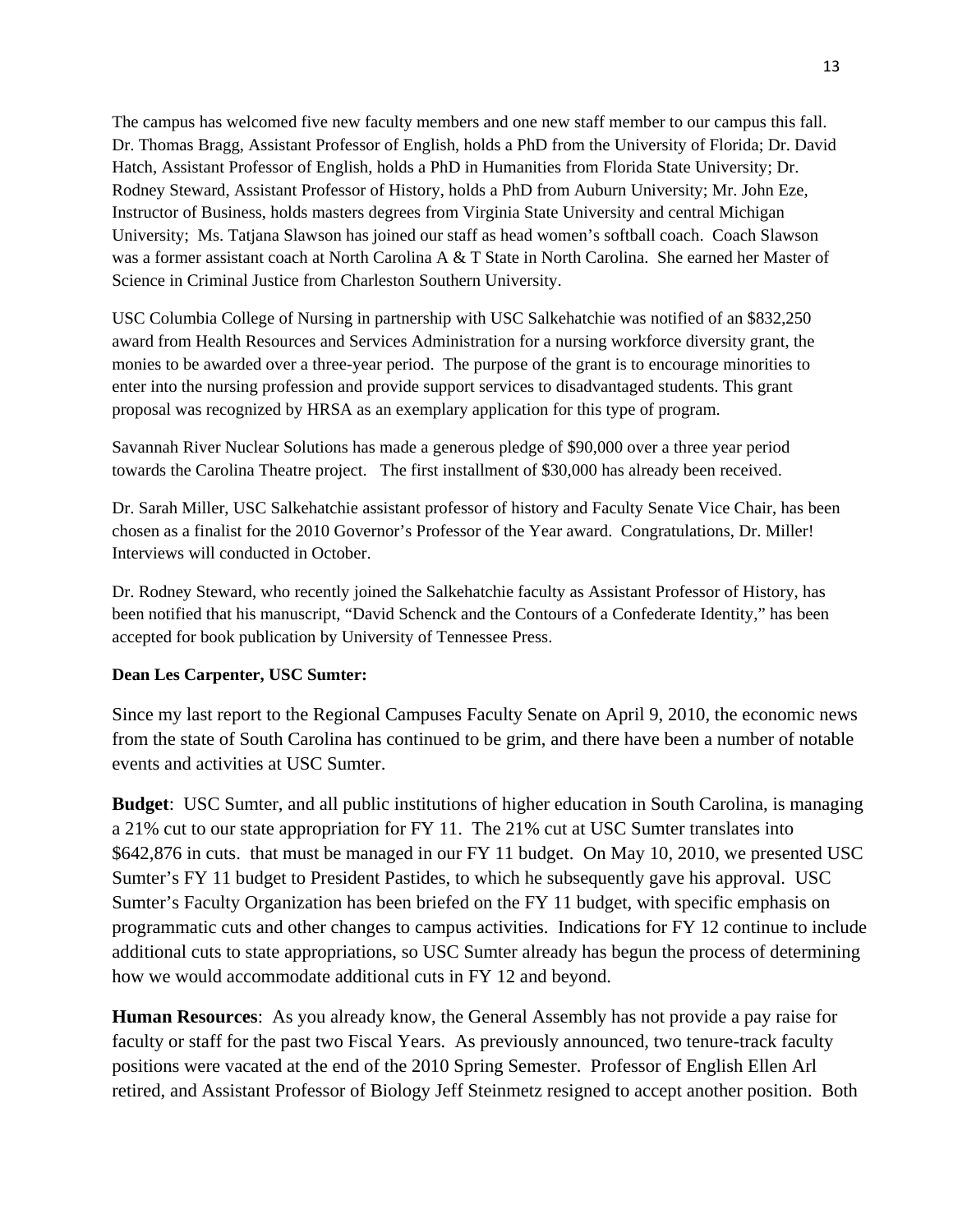The campus has welcomed five new faculty members and one new staff member to our campus this fall. Dr. Thomas Bragg, Assistant Professor of English, holds a PhD from the University of Florida; Dr. David Hatch, Assistant Professor of English, holds a PhD in Humanities from Florida State University; Dr. Rodney Steward, Assistant Professor of History, holds a PhD from Auburn University; Mr. John Eze, Instructor of Business, holds masters degrees from Virginia State University and central Michigan University; Ms. Tatjana Slawson has joined our staff as head women's softball coach. Coach Slawson was a former assistant coach at North Carolina A & T State in North Carolina. She earned her Master of Science in Criminal Justice from Charleston Southern University.

USC Columbia College of Nursing in partnership with USC Salkehatchie was notified of an $832,250 award from Health Resources and Services Administration for a nursing workforce diversity grant, the monies to be awarded over a three-year period. The purpose of the grant is to encourage minorities to enter into the nursing profession and provide support services to disadvantaged students. This grant proposal was recognized by HRSA as an exemplary application for this type of program.

Savannah River Nuclear Solutions has made a generous pledge of $90,000 over a three year period towards the Carolina Theatre project. The first installment of $30,000 has already been received.

Dr. Sarah Miller, USC Salkehatchie assistant professor of history and Faculty Senate Vice Chair, has been chosen as a finalist for the 2010 Governor's Professor of the Year award. Congratulations, Dr. Miller! Interviews will conducted in October.

Dr. Rodney Steward, who recently joined the Salkehatchie faculty as Assistant Professor of History, has been notified that his manuscript, "David Schenck and the Contours of a Confederate Identity," has been accepted for book publication by University of Tennessee Press.

**Dean Les Carpenter, USC Sumter:**

Since my last report to the Regional Campuses Faculty Senate on April 9, 2010, the economic news from the state of South Carolina has continued to be grim, and there have been a number of notable events and activities at USC Sumter.

**Budget**: USC Sumter, and all public institutions of higher education in South Carolina, is managing a 21% cut to our state appropriation for FY 11. The 21% cut at USC Sumter translates into $642,876 in cuts. that must be managed in our FY 11 budget. On May 10, 2010, we presented USC Sumter's FY 11 budget to President Pastides, to which he subsequently gave his approval. USC Sumter's Faculty Organization has been briefed on the FY 11 budget, with specific emphasis on programmatic cuts and other changes to campus activities. Indications for FY 12 continue to include additional cuts to state appropriations, so USC Sumter already has begun the process of determining how we would accommodate additional cuts in FY 12 and beyond.

**Human Resources**: As you already know, the General Assembly has not provide a pay raise for faculty or staff for the past two Fiscal Years. As previously announced, two tenure-track faculty positions were vacated at the end of the 2010 Spring Semester. Professor of English Ellen Arl retired, and Assistant Professor of Biology Jeff Steinmetz resigned to accept another position. Both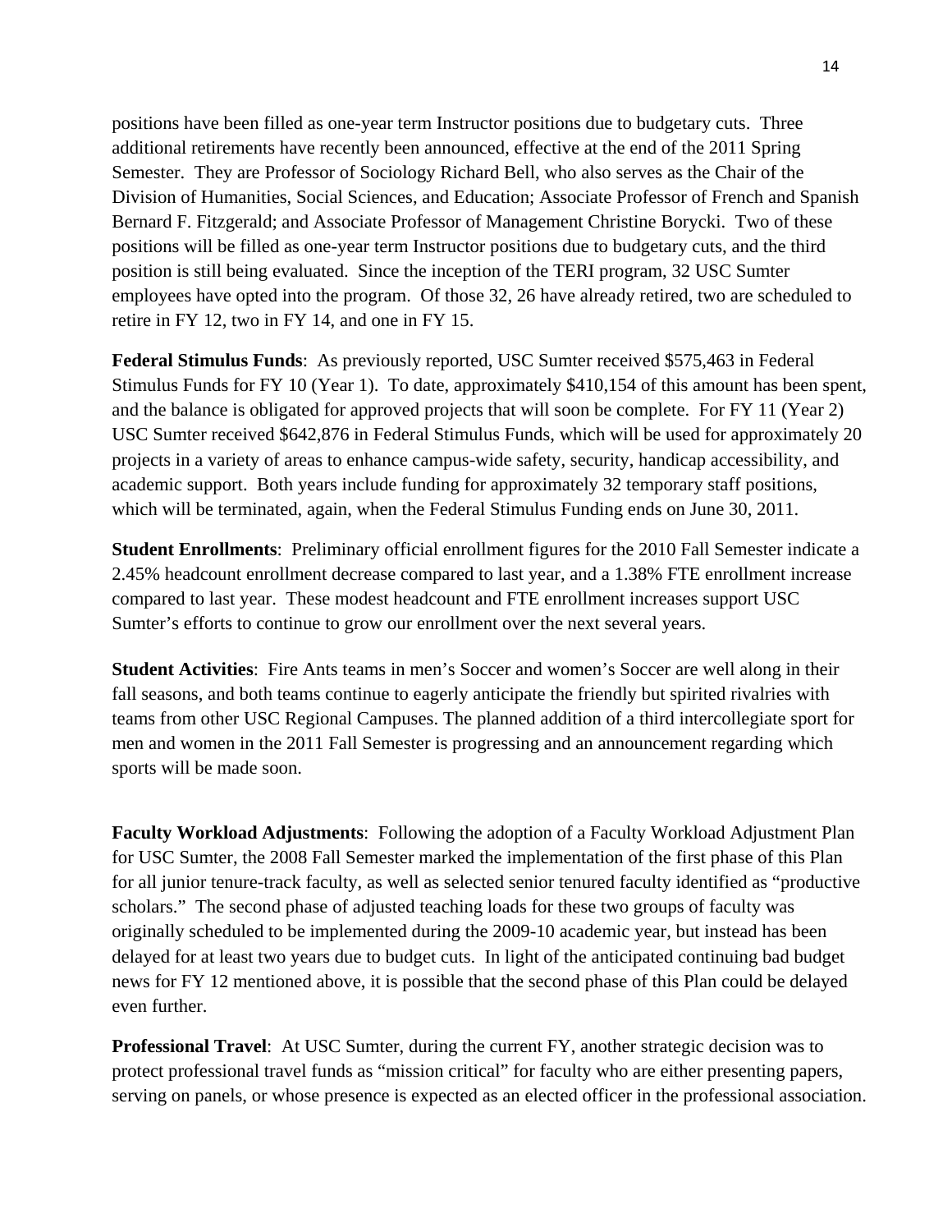positions have been filled as one-year term Instructor positions due to budgetary cuts. Three additional retirements have recently been announced, effective at the end of the 2011 Spring Semester. They are Professor of Sociology Richard Bell, who also serves as the Chair of the Division of Humanities, Social Sciences, and Education; Associate Professor of French and Spanish Bernard F. Fitzgerald; and Associate Professor of Management Christine Borycki. Two of these positions will be filled as one-year term Instructor positions due to budgetary cuts, and the third position is still being evaluated. Since the inception of the TERI program, 32 USC Sumter employees have opted into the program. Of those 32, 26 have already retired, two are scheduled to retire in FY 12, two in FY 14, and one in FY 15.

**Federal Stimulus Funds**: As previously reported, USC Sumter received $575,463 in Federal Stimulus Funds for FY 10 (Year 1). To date, approximately $410,154 of this amount has been spent, and the balance is obligated for approved projects that will soon be complete. For FY 11 (Year 2) USC Sumter received $642,876 in Federal Stimulus Funds, which will be used for approximately 20 projects in a variety of areas to enhance campus-wide safety, security, handicap accessibility, and academic support. Both years include funding for approximately 32 temporary staff positions, which will be terminated, again, when the Federal Stimulus Funding ends on June 30, 2011.

**Student Enrollments**: Preliminary official enrollment figures for the 2010 Fall Semester indicate a 2.45% headcount enrollment decrease compared to last year, and a 1.38% FTE enrollment increase compared to last year. These modest headcount and FTE enrollment increases support USC Sumter's efforts to continue to grow our enrollment over the next several years.

**Student Activities**: Fire Ants teams in men's Soccer and women's Soccer are well along in their fall seasons, and both teams continue to eagerly anticipate the friendly but spirited rivalries with teams from other USC Regional Campuses. The planned addition of a third intercollegiate sport for men and women in the 2011 Fall Semester is progressing and an announcement regarding which sports will be made soon.

**Faculty Workload Adjustments**: Following the adoption of a Faculty Workload Adjustment Plan for USC Sumter, the 2008 Fall Semester marked the implementation of the first phase of this Plan for all junior tenure-track faculty, as well as selected senior tenured faculty identified as "productive scholars." The second phase of adjusted teaching loads for these two groups of faculty was originally scheduled to be implemented during the 2009-10 academic year, but instead has been delayed for at least two years due to budget cuts. In light of the anticipated continuing bad budget news for FY 12 mentioned above, it is possible that the second phase of this Plan could be delayed even further.

**Professional Travel**: At USC Sumter, during the current FY, another strategic decision was to protect professional travel funds as "mission critical" for faculty who are either presenting papers, serving on panels, or whose presence is expected as an elected officer in the professional association.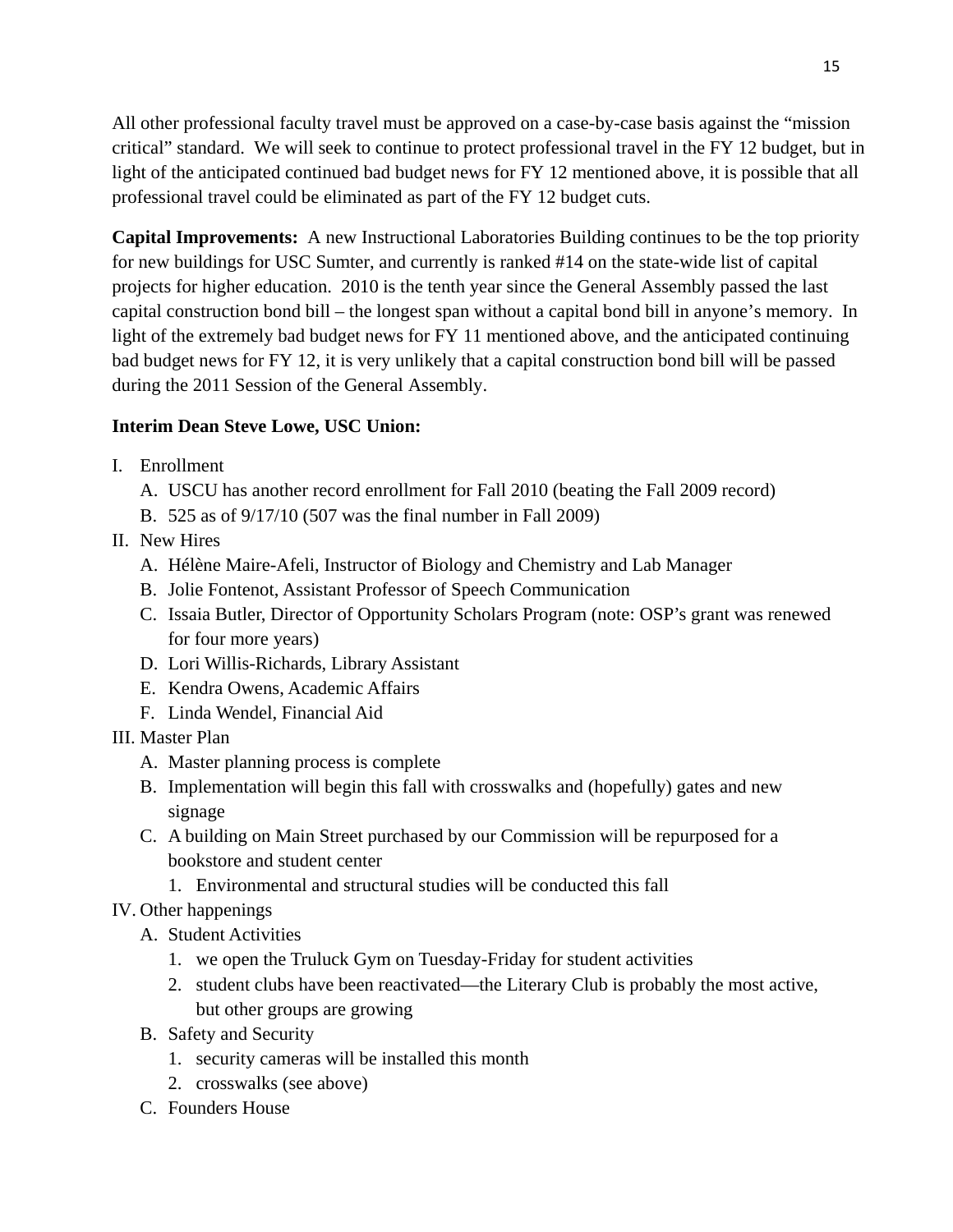All other professional faculty travel must be approved on a case-by-case basis against the "mission critical" standard. We will seek to continue to protect professional travel in the FY 12 budget, but in light of the anticipated continued bad budget news for FY 12 mentioned above, it is possible that all professional travel could be eliminated as part of the FY 12 budget cuts.

**Capital Improvements:** A new Instructional Laboratories Building continues to be the top priority for new buildings for USC Sumter, and currently is ranked #14 on the state-wide list of capital projects for higher education. 2010 is the tenth year since the General Assembly passed the last capital construction bond bill – the longest span without a capital bond bill in anyone's memory. In light of the extremely bad budget news for FY 11 mentioned above, and the anticipated continuing bad budget news for FY 12, it is very unlikely that a capital construction bond bill will be passed during the 2011 Session of the General Assembly.

**Interim Dean Steve Lowe, USC Union:**

I. Enrollment
   - A. USCU has another record enrollment for Fall 2010 (beating the Fall 2009 record)
   - B. 525 as of 9/17/10 (507 was the final number in Fall 2009)

II. New Hires
   - A. Hélène Maire-Afeli, Instructor of Biology and Chemistry and Lab Manager
   - B. Jolie Fontenot, Assistant Professor of Speech Communication
   - C. Issaia Butler, Director of Opportunity Scholars Program (note: OSP's grant was renewed for four more years)
   - D. Lori Willis-Richards, Library Assistant
   - E. Kendra Owens, Academic Affairs
   - F. Linda Wendel, Financial Aid

III. Master Plan
   - A. Master planning process is complete
   - B. Implementation will begin this fall with crosswalks and (hopefully) gates and new signage
   - C. A building on Main Street purchased by our Commission will be repurposed for a bookstore and student center
     1. Environmental and structural studies will be conducted this fall

IV. Other happenings
   - A. Student Activities
     1. we open the Truluck Gym on Tuesday-Friday for student activities
     2. student clubs have been reactivated—the Literary Club is probably the most active, but other groups are growing
   - B. Safety and Security
     1. security cameras will be installed this month
     2. crosswalks (see above)
   - C. Founders House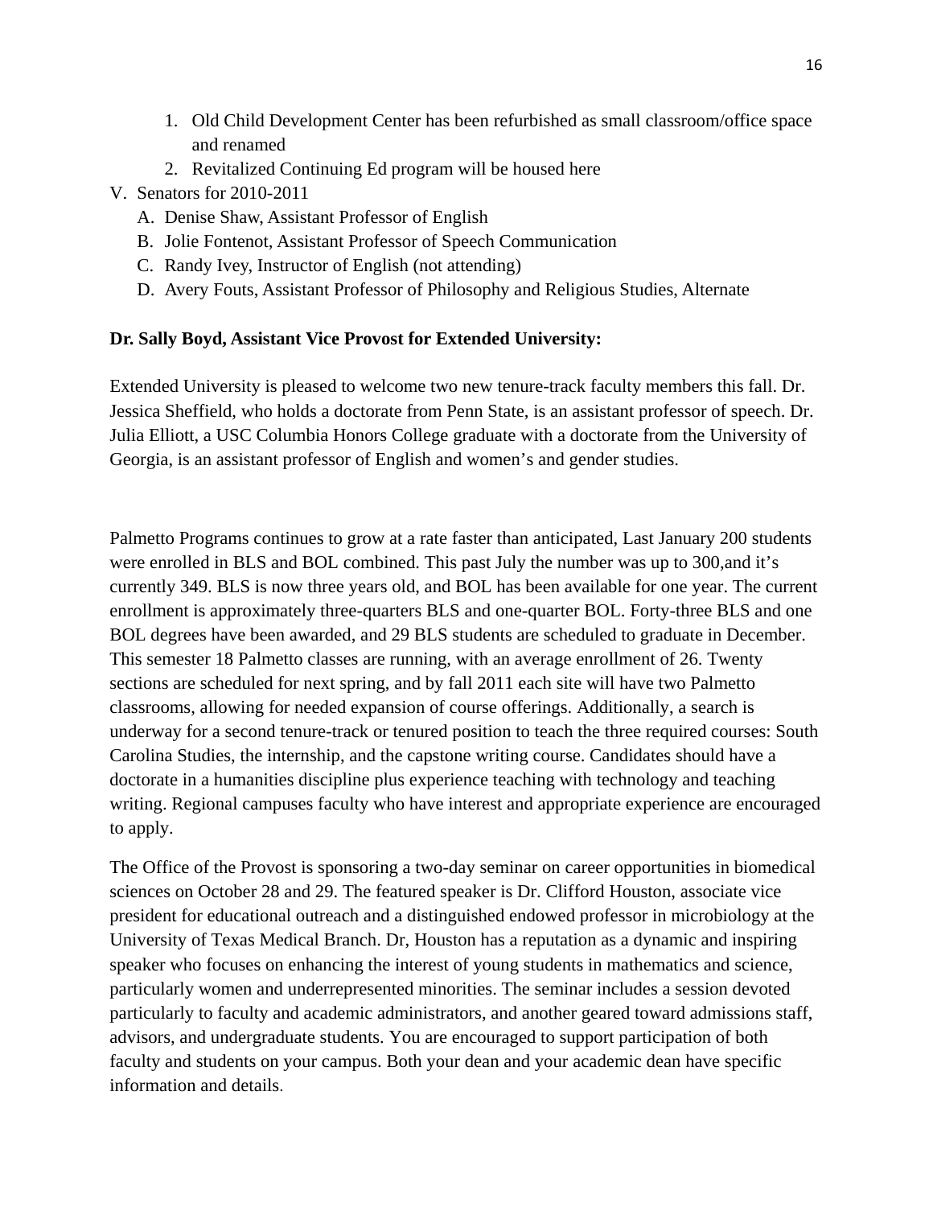1. Old Child Development Center has been refurbished as small classroom/office space and renamed
2. Revitalized Continuing Ed program will be housed here

V. Senators for 2010-2011

A. Denise Shaw, Assistant Professor of English
B. Jolie Fontenot, Assistant Professor of Speech Communication
C. Randy Ivey, Instructor of English (not attending)
D. Avery Fouts, Assistant Professor of Philosophy and Religious Studies, Alternate

**Dr. Sally Boyd, Assistant Vice Provost for Extended University:**

Extended University is pleased to welcome two new tenure-track faculty members this fall. Dr. Jessica Sheffield, who holds a doctorate from Penn State, is an assistant professor of speech. Dr. Julia Elliott, a USC Columbia Honors College graduate with a doctorate from the University of Georgia, is an assistant professor of English and women's and gender studies.

Palmetto Programs continues to grow at a rate faster than anticipated, Last January 200 students were enrolled in BLS and BOL combined. This past July the number was up to 300,and it's currently 349. BLS is now three years old, and BOL has been available for one year. The current enrollment is approximately three-quarters BLS and one-quarter BOL. Forty-three BLS and one BOL degrees have been awarded, and 29 BLS students are scheduled to graduate in December. This semester 18 Palmetto classes are running, with an average enrollment of 26. Twenty sections are scheduled for next spring, and by fall 2011 each site will have two Palmetto classrooms, allowing for needed expansion of course offerings. Additionally, a search is underway for a second tenure-track or tenured position to teach the three required courses: South Carolina Studies, the internship, and the capstone writing course. Candidates should have a doctorate in a humanities discipline plus experience teaching with technology and teaching writing. Regional campuses faculty who have interest and appropriate experience are encouraged to apply.

The Office of the Provost is sponsoring a two-day seminar on career opportunities in biomedical sciences on October 28 and 29. The featured speaker is Dr. Clifford Houston, associate vice president for educational outreach and a distinguished endowed professor in microbiology at the University of Texas Medical Branch. Dr, Houston has a reputation as a dynamic and inspiring speaker who focuses on enhancing the interest of young students in mathematics and science, particularly women and underrepresented minorities. The seminar includes a session devoted particularly to faculty and academic administrators, and another geared toward admissions staff, advisors, and undergraduate students. You are encouraged to support participation of both faculty and students on your campus. Both your dean and your academic dean have specific information and details.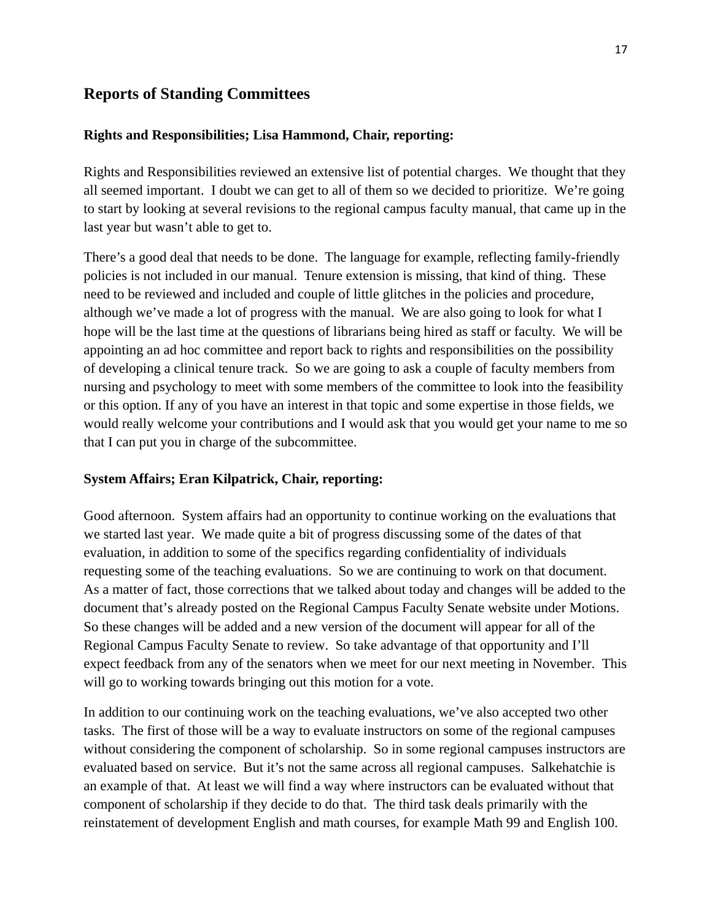## Reports of Standing Committees

**Rights and Responsibilities; Lisa Hammond, Chair, reporting:**

Rights and Responsibilities reviewed an extensive list of potential charges. We thought that they all seemed important. I doubt we can get to all of them so we decided to prioritize. We're going to start by looking at several revisions to the regional campus faculty manual, that came up in the last year but wasn't able to get to.

There's a good deal that needs to be done. The language for example, reflecting family-friendly policies is not included in our manual. Tenure extension is missing, that kind of thing. These need to be reviewed and included and couple of little glitches in the policies and procedure, although we've made a lot of progress with the manual. We are also going to look for what I hope will be the last time at the questions of librarians being hired as staff or faculty. We will be appointing an ad hoc committee and report back to rights and responsibilities on the possibility of developing a clinical tenure track. So we are going to ask a couple of faculty members from nursing and psychology to meet with some members of the committee to look into the feasibility or this option. If any of you have an interest in that topic and some expertise in those fields, we would really welcome your contributions and I would ask that you would get your name to me so that I can put you in charge of the subcommittee.

**System Affairs; Eran Kilpatrick, Chair, reporting:**

Good afternoon. System affairs had an opportunity to continue working on the evaluations that we started last year. We made quite a bit of progress discussing some of the dates of that evaluation, in addition to some of the specifics regarding confidentiality of individuals requesting some of the teaching evaluations. So we are continuing to work on that document. As a matter of fact, those corrections that we talked about today and changes will be added to the document that's already posted on the Regional Campus Faculty Senate website under Motions. So these changes will be added and a new version of the document will appear for all of the Regional Campus Faculty Senate to review. So take advantage of that opportunity and I'll expect feedback from any of the senators when we meet for our next meeting in November. This will go to working towards bringing out this motion for a vote.

In addition to our continuing work on the teaching evaluations, we've also accepted two other tasks. The first of those will be a way to evaluate instructors on some of the regional campuses without considering the component of scholarship. So in some regional campuses instructors are evaluated based on service. But it's not the same across all regional campuses. Salkehatchie is an example of that. At least we will find a way where instructors can be evaluated without that component of scholarship if they decide to do that. The third task deals primarily with the reinstatement of development English and math courses, for example Math 99 and English 100.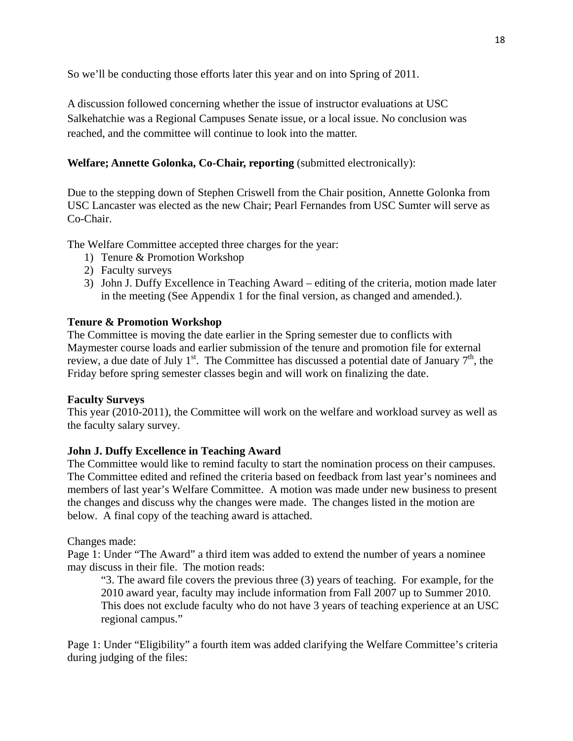So we'll be conducting those efforts later this year and on into Spring of 2011.

A discussion followed concerning whether the issue of instructor evaluations at USC Salkehatchie was a Regional Campuses Senate issue, or a local issue. No conclusion was reached, and the committee will continue to look into the matter.

**Welfare; Annette Golonka, Co-Chair, reporting** (submitted electronically):

Due to the stepping down of Stephen Criswell from the Chair position, Annette Golonka from USC Lancaster was elected as the new Chair; Pearl Fernandes from USC Sumter will serve as Co-Chair.

The Welfare Committee accepted three charges for the year:

1) Tenure & Promotion Workshop
2) Faculty surveys
3) John J. Duffy Excellence in Teaching Award – editing of the criteria, motion made later in the meeting (See Appendix 1 for the final version, as changed and amended.).

**Tenure & Promotion Workshop**

The Committee is moving the date earlier in the Spring semester due to conflicts with Maymester course loads and earlier submission of the tenure and promotion file for external review, a due date of July 1st. The Committee has discussed a potential date of January 7th, the Friday before spring semester classes begin and will work on finalizing the date.

**Faculty Surveys**

This year (2010-2011), the Committee will work on the welfare and workload survey as well as the faculty salary survey.

**John J. Duffy Excellence in Teaching Award**

The Committee would like to remind faculty to start the nomination process on their campuses. The Committee edited and refined the criteria based on feedback from last year's nominees and members of last year's Welfare Committee. A motion was made under new business to present the changes and discuss why the changes were made. The changes listed in the motion are below. A final copy of the teaching award is attached.

Changes made:

Page 1: Under "The Award" a third item was added to extend the number of years a nominee may discuss in their file. The motion reads:

> "3. The award file covers the previous three (3) years of teaching. For example, for the 2010 award year, faculty may include information from Fall 2007 up to Summer 2010. This does not exclude faculty who do not have 3 years of teaching experience at an USC regional campus."

Page 1: Under "Eligibility" a fourth item was added clarifying the Welfare Committee's criteria during judging of the files: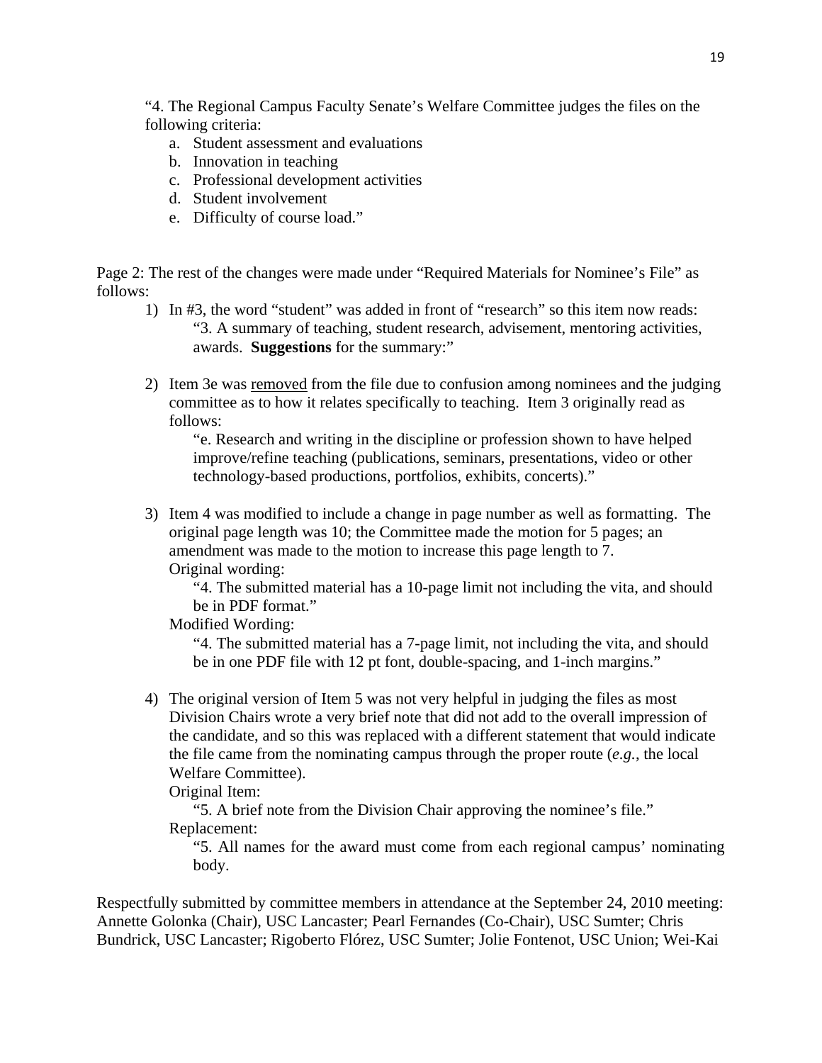"4. The Regional Campus Faculty Senate's Welfare Committee judges the files on the following criteria:

a. Student assessment and evaluations
b. Innovation in teaching
c. Professional development activities
d. Student involvement
e. Difficulty of course load."

Page 2: The rest of the changes were made under "Required Materials for Nominee's File" as follows:

1) In #3, the word "student" was added in front of "research" so this item now reads:
   "3. A summary of teaching, student research, advisement, mentoring activities, awards. **Suggestions** for the summary:"

2) Item 3e was <u>removed</u> from the file due to confusion among nominees and the judging committee as to how it relates specifically to teaching. Item 3 originally read as follows:
   "e. Research and writing in the discipline or profession shown to have helped improve/refine teaching (publications, seminars, presentations, video or other technology-based productions, portfolios, exhibits, concerts)."

3) Item 4 was modified to include a change in page number as well as formatting. The original page length was 10; the Committee made the motion for 5 pages; an amendment was made to the motion to increase this page length to 7.
   Original wording:
   "4. The submitted material has a 10-page limit not including the vita, and should be in PDF format."
   Modified Wording:
   "4. The submitted material has a 7-page limit, not including the vita, and should be in one PDF file with 12 pt font, double-spacing, and 1-inch margins."

4) The original version of Item 5 was not very helpful in judging the files as most Division Chairs wrote a very brief note that did not add to the overall impression of the candidate, and so this was replaced with a different statement that would indicate the file came from the nominating campus through the proper route (*e.g.*, the local Welfare Committee).
   Original Item:
   "5. A brief note from the Division Chair approving the nominee's file."
   Replacement:
   "5. All names for the award must come from each regional campus' nominating body.

Respectfully submitted by committee members in attendance at the September 24, 2010 meeting: Annette Golonka (Chair), USC Lancaster; Pearl Fernandes (Co-Chair), USC Sumter; Chris Bundrick, USC Lancaster; Rigoberto Flórez, USC Sumter; Jolie Fontenot, USC Union; Wei-Kai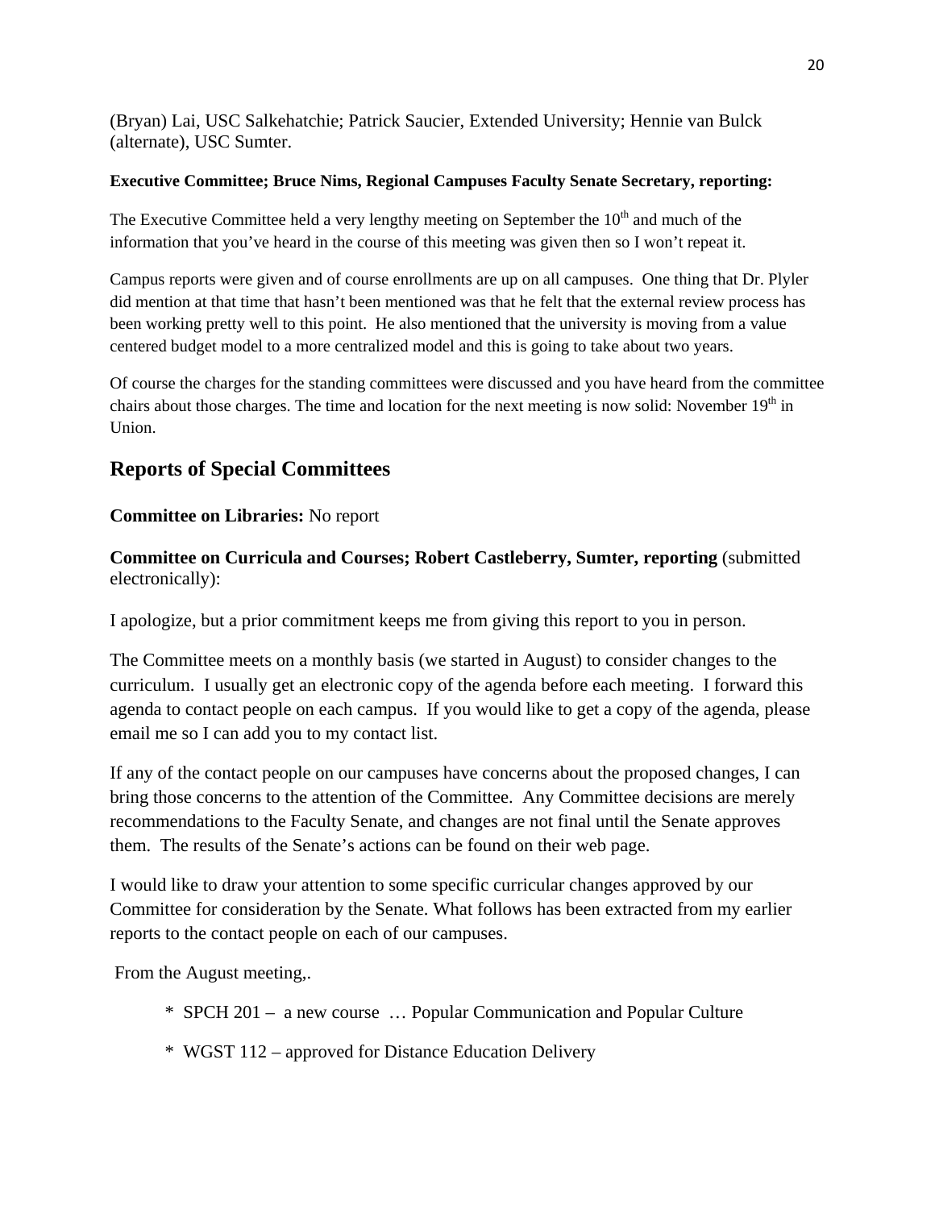(Bryan) Lai, USC Salkehatchie; Patrick Saucier, Extended University; Hennie van Bulck (alternate), USC Sumter.

**Executive Committee; Bruce Nims, Regional Campuses Faculty Senate Secretary, reporting:**

The Executive Committee held a very lengthy meeting on September the 10th and much of the information that you've heard in the course of this meeting was given then so I won't repeat it.

Campus reports were given and of course enrollments are up on all campuses. One thing that Dr. Plyler did mention at that time that hasn't been mentioned was that he felt that the external review process has been working pretty well to this point. He also mentioned that the university is moving from a value centered budget model to a more centralized model and this is going to take about two years.

Of course the charges for the standing committees were discussed and you have heard from the committee chairs about those charges. The time and location for the next meeting is now solid: November 19th in Union.

## Reports of Special Committees

**Committee on Libraries:** No report

**Committee on Curricula and Courses; Robert Castleberry, Sumter, reporting** (submitted electronically):

I apologize, but a prior commitment keeps me from giving this report to you in person.

The Committee meets on a monthly basis (we started in August) to consider changes to the curriculum. I usually get an electronic copy of the agenda before each meeting. I forward this agenda to contact people on each campus. If you would like to get a copy of the agenda, please email me so I can add you to my contact list.

If any of the contact people on our campuses have concerns about the proposed changes, I can bring those concerns to the attention of the Committee. Any Committee decisions are merely recommendations to the Faculty Senate, and changes are not final until the Senate approves them. The results of the Senate's actions can be found on their web page.

I would like to draw your attention to some specific curricular changes approved by our Committee for consideration by the Senate. What follows has been extracted from my earlier reports to the contact people on each of our campuses.

From the August meeting,.

- SPCH 201 – a new course … Popular Communication and Popular Culture
- WGST 112 – approved for Distance Education Delivery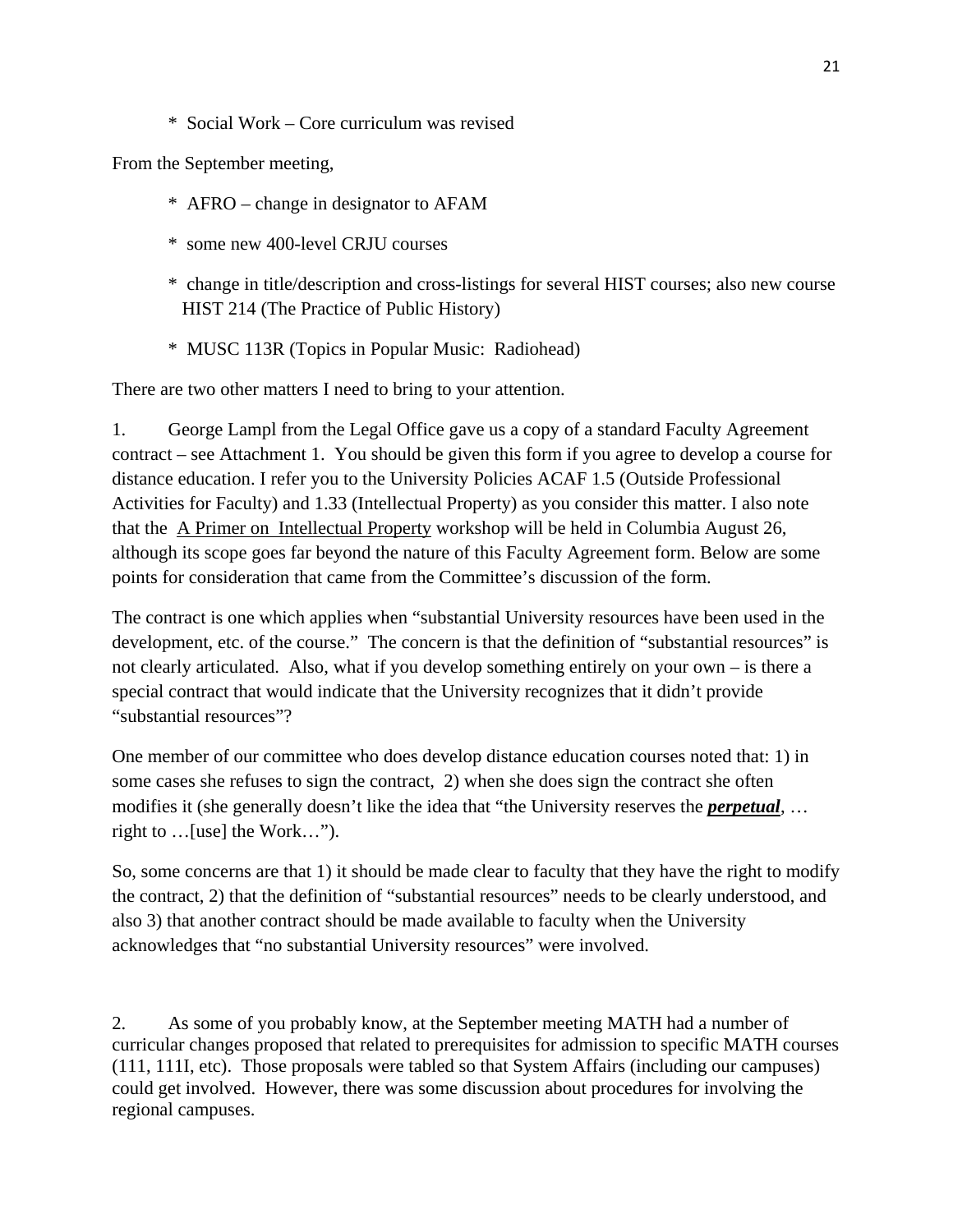* Social Work – Core curriculum was revised

From the September meeting,

* AFRO – change in designator to AFAM
* some new 400-level CRJU courses
* change in title/description and cross-listings for several HIST courses; also new course HIST 214 (The Practice of Public History)
* MUSC 113R (Topics in Popular Music: Radiohead)

There are two other matters I need to bring to your attention.

1. George Lampl from the Legal Office gave us a copy of a standard Faculty Agreement contract – see Attachment 1. You should be given this form if you agree to develop a course for distance education. I refer you to the University Policies ACAF 1.5 (Outside Professional Activities for Faculty) and 1.33 (Intellectual Property) as you consider this matter. I also note that the <u>A Primer on Intellectual Property</u> workshop will be held in Columbia August 26, although its scope goes far beyond the nature of this Faculty Agreement form. Below are some points for consideration that came from the Committee's discussion of the form.

The contract is one which applies when "substantial University resources have been used in the development, etc. of the course." The concern is that the definition of "substantial resources" is not clearly articulated. Also, what if you develop something entirely on your own – is there a special contract that would indicate that the University recognizes that it didn't provide "substantial resources"?

One member of our committee who does develop distance education courses noted that: 1) in some cases she refuses to sign the contract, 2) when she does sign the contract she often modifies it (she generally doesn't like the idea that "the University reserves the ***<u>perpetual</u>***, … right to …[use] the Work…").

So, some concerns are that 1) it should be made clear to faculty that they have the right to modify the contract, 2) that the definition of "substantial resources" needs to be clearly understood, and also 3) that another contract should be made available to faculty when the University acknowledges that "no substantial University resources" were involved.

2. As some of you probably know, at the September meeting MATH had a number of curricular changes proposed that related to prerequisites for admission to specific MATH courses (111, 111I, etc). Those proposals were tabled so that System Affairs (including our campuses) could get involved. However, there was some discussion about procedures for involving the regional campuses.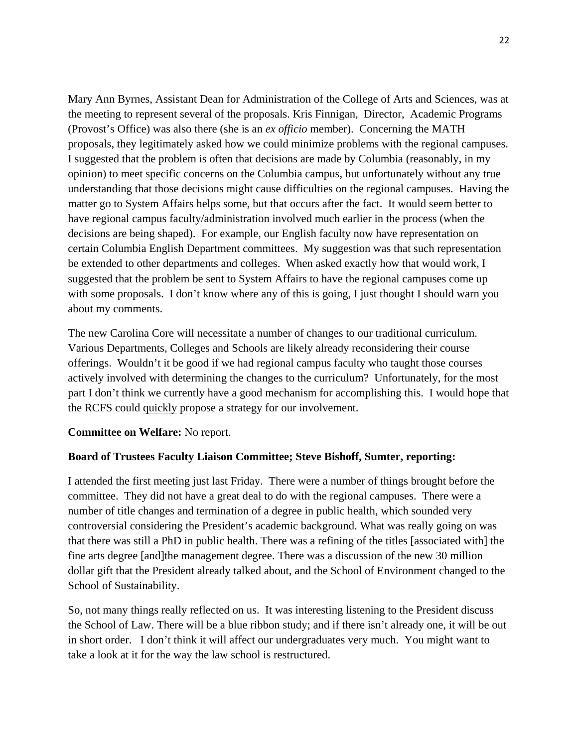Mary Ann Byrnes, Assistant Dean for Administration of the College of Arts and Sciences, was at the meeting to represent several of the proposals. Kris Finnigan, Director, Academic Programs (Provost's Office) was also there (she is an *ex officio* member). Concerning the MATH proposals, they legitimately asked how we could minimize problems with the regional campuses. I suggested that the problem is often that decisions are made by Columbia (reasonably, in my opinion) to meet specific concerns on the Columbia campus, but unfortunately without any true understanding that those decisions might cause difficulties on the regional campuses. Having the matter go to System Affairs helps some, but that occurs after the fact. It would seem better to have regional campus faculty/administration involved much earlier in the process (when the decisions are being shaped). For example, our English faculty now have representation on certain Columbia English Department committees. My suggestion was that such representation be extended to other departments and colleges. When asked exactly how that would work, I suggested that the problem be sent to System Affairs to have the regional campuses come up with some proposals. I don't know where any of this is going, I just thought I should warn you about my comments.

The new Carolina Core will necessitate a number of changes to our traditional curriculum. Various Departments, Colleges and Schools are likely already reconsidering their course offerings. Wouldn't it be good if we had regional campus faculty who taught those courses actively involved with determining the changes to the curriculum? Unfortunately, for the most part I don't think we currently have a good mechanism for accomplishing this. I would hope that the RCFS could <u>quickly</u> propose a strategy for our involvement.

**Committee on Welfare:** No report.

**Board of Trustees Faculty Liaison Committee; Steve Bishoff, Sumter, reporting:**

I attended the first meeting just last Friday. There were a number of things brought before the committee. They did not have a great deal to do with the regional campuses. There were a number of title changes and termination of a degree in public health, which sounded very controversial considering the President's academic background. What was really going on was that there was still a PhD in public health. There was a refining of the titles [associated with] the fine arts degree [and]the management degree. There was a discussion of the new 30 million dollar gift that the President already talked about, and the School of Environment changed to the School of Sustainability.

So, not many things really reflected on us. It was interesting listening to the President discuss the School of Law. There will be a blue ribbon study; and if there isn't already one, it will be out in short order. I don't think it will affect our undergraduates very much. You might want to take a look at it for the way the law school is restructured.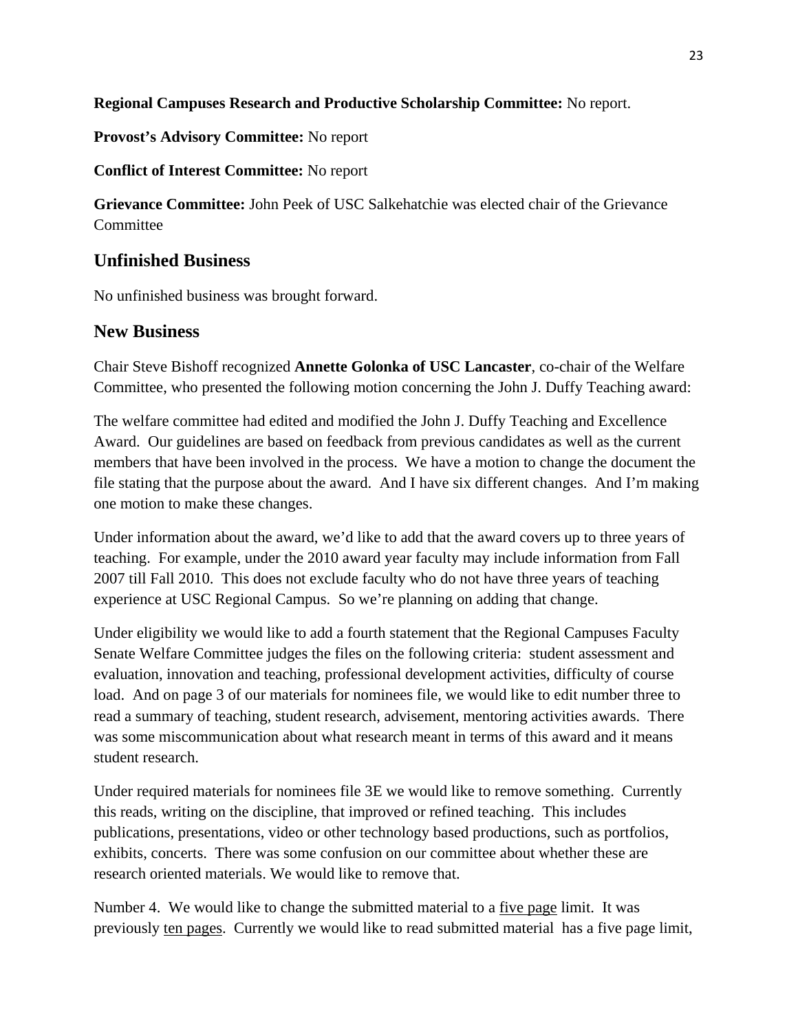**Regional Campuses Research and Productive Scholarship Committee:** No report.

**Provost's Advisory Committee:** No report

**Conflict of Interest Committee:** No report

**Grievance Committee:** John Peek of USC Salkehatchie was elected chair of the Grievance Committee

## Unfinished Business

No unfinished business was brought forward.

## New Business

Chair Steve Bishoff recognized **Annette Golonka of USC Lancaster**, co-chair of the Welfare Committee, who presented the following motion concerning the John J. Duffy Teaching award:

The welfare committee had edited and modified the John J. Duffy Teaching and Excellence Award. Our guidelines are based on feedback from previous candidates as well as the current members that have been involved in the process. We have a motion to change the document the file stating that the purpose about the award. And I have six different changes. And I'm making one motion to make these changes.

Under information about the award, we'd like to add that the award covers up to three years of teaching. For example, under the 2010 award year faculty may include information from Fall 2007 till Fall 2010. This does not exclude faculty who do not have three years of teaching experience at USC Regional Campus. So we're planning on adding that change.

Under eligibility we would like to add a fourth statement that the Regional Campuses Faculty Senate Welfare Committee judges the files on the following criteria: student assessment and evaluation, innovation and teaching, professional development activities, difficulty of course load. And on page 3 of our materials for nominees file, we would like to edit number three to read a summary of teaching, student research, advisement, mentoring activities awards. There was some miscommunication about what research meant in terms of this award and it means student research.

Under required materials for nominees file 3E we would like to remove something. Currently this reads, writing on the discipline, that improved or refined teaching. This includes publications, presentations, video or other technology based productions, such as portfolios, exhibits, concerts. There was some confusion on our committee about whether these are research oriented materials. We would like to remove that.

Number 4. We would like to change the submitted material to a <u>five page</u> limit. It was previously <u>ten pages</u>. Currently we would like to read submitted material has a five page limit,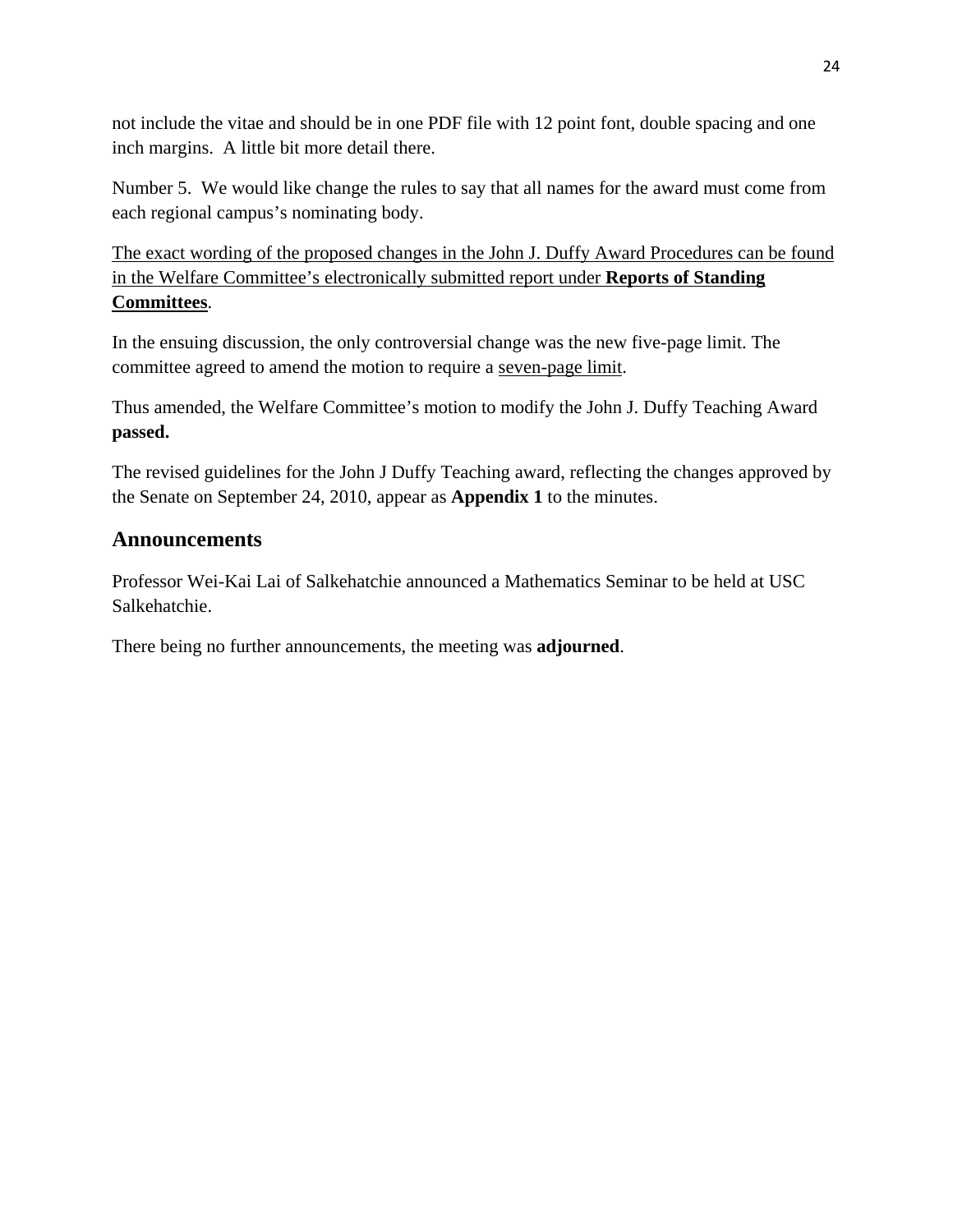not include the vitae and should be in one PDF file with 12 point font, double spacing and one inch margins.  A little bit more detail there.

Number 5.  We would like change the rules to say that all names for the award must come from each regional campus's nominating body.

<u>The exact wording of the proposed changes in the John J. Duffy Award Procedures can be found in the Welfare Committee's electronically submitted report under **Reports of Standing Committees**</u>.

In the ensuing discussion, the only controversial change was the new five-page limit. The committee agreed to amend the motion to require a <u>seven-page limit</u>.

Thus amended, the Welfare Committee's motion to modify the John J. Duffy Teaching Award **passed.**

The revised guidelines for the John J Duffy Teaching award, reflecting the changes approved by the Senate on September 24, 2010, appear as **Appendix 1** to the minutes.

## Announcements

Professor Wei-Kai Lai of Salkehatchie announced a Mathematics Seminar to be held at USC Salkehatchie.

There being no further announcements, the meeting was **adjourned**.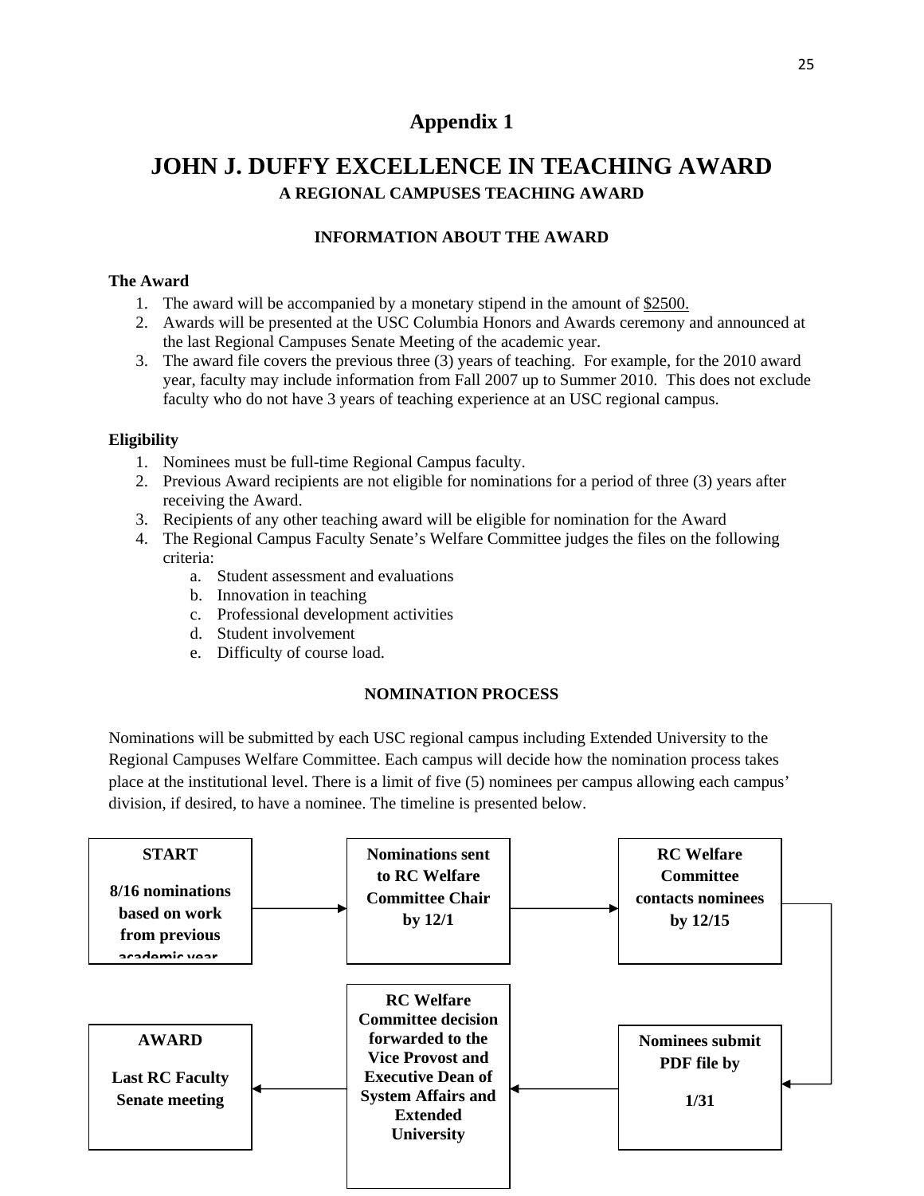# Appendix 1

# JOHN J. DUFFY EXCELLENCE IN TEACHING AWARD

### A REGIONAL CAMPUSES TEACHING AWARD

### INFORMATION ABOUT THE AWARD

**The Award**

1. The award will be accompanied by a monetary stipend in the amount of $2500.
2. Awards will be presented at the USC Columbia Honors and Awards ceremony and announced at the last Regional Campuses Senate Meeting of the academic year.
3. The award file covers the previous three (3) years of teaching. For example, for the 2010 award year, faculty may include information from Fall 2007 up to Summer 2010. This does not exclude faculty who do not have 3 years of teaching experience at an USC regional campus.

**Eligibility**

1. Nominees must be full-time Regional Campus faculty.
2. Previous Award recipients are not eligible for nominations for a period of three (3) years after receiving the Award.
3. Recipients of any other teaching award will be eligible for nomination for the Award
4. The Regional Campus Faculty Senate's Welfare Committee judges the files on the following criteria:
   a. Student assessment and evaluations
   b. Innovation in teaching
   c. Professional development activities
   d. Student involvement
   e. Difficulty of course load.

### NOMINATION PROCESS

Nominations will be submitted by each USC regional campus including Extended University to the Regional Campuses Welfare Committee. Each campus will decide how the nomination process takes place at the institutional level. There is a limit of five (5) nominees per campus allowing each campus' division, if desired, to have a nominee. The timeline is presented below.

**START** — 8/16 nominations based on work from previous academic year

→ **Nominations sent to RC Welfare Committee Chair by 12/1**

→ **RC Welfare Committee contacts nominees by 12/15**

→ **Nominees submit PDF file by 1/31**

→ **RC Welfare Committee decision forwarded to the Vice Provost and Executive Dean of System Affairs and Extended University**

→ **AWARD** — Last RC Faculty Senate meeting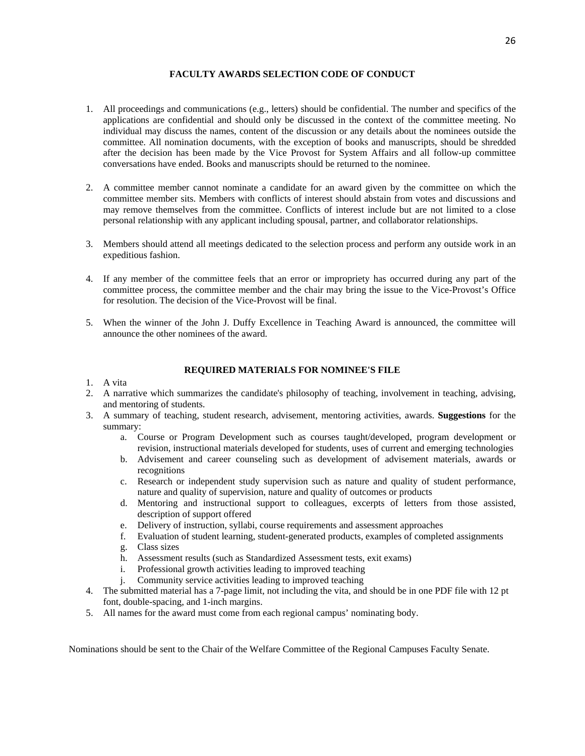## FACULTY AWARDS SELECTION CODE OF CONDUCT

1. All proceedings and communications (e.g., letters) should be confidential. The number and specifics of the applications are confidential and should only be discussed in the context of the committee meeting. No individual may discuss the names, content of the discussion or any details about the nominees outside the committee. All nomination documents, with the exception of books and manuscripts, should be shredded after the decision has been made by the Vice Provost for System Affairs and all follow-up committee conversations have ended. Books and manuscripts should be returned to the nominee.

2. A committee member cannot nominate a candidate for an award given by the committee on which the committee member sits. Members with conflicts of interest should abstain from votes and discussions and may remove themselves from the committee. Conflicts of interest include but are not limited to a close personal relationship with any applicant including spousal, partner, and collaborator relationships.

3. Members should attend all meetings dedicated to the selection process and perform any outside work in an expeditious fashion.

4. If any member of the committee feels that an error or impropriety has occurred during any part of the committee process, the committee member and the chair may bring the issue to the Vice-Provost's Office for resolution. The decision of the Vice-Provost will be final.

5. When the winner of the John J. Duffy Excellence in Teaching Award is announced, the committee will announce the other nominees of the award.

## REQUIRED MATERIALS FOR NOMINEE'S FILE

1. A vita
2. A narrative which summarizes the candidate's philosophy of teaching, involvement in teaching, advising, and mentoring of students.
3. A summary of teaching, student research, advisement, mentoring activities, awards. **Suggestions** for the summary:
   a. Course or Program Development such as courses taught/developed, program development or revision, instructional materials developed for students, uses of current and emerging technologies
   b. Advisement and career counseling such as development of advisement materials, awards or recognitions
   c. Research or independent study supervision such as nature and quality of student performance, nature and quality of supervision, nature and quality of outcomes or products
   d. Mentoring and instructional support to colleagues, excerpts of letters from those assisted, description of support offered
   e. Delivery of instruction, syllabi, course requirements and assessment approaches
   f. Evaluation of student learning, student-generated products, examples of completed assignments
   g. Class sizes
   h. Assessment results (such as Standardized Assessment tests, exit exams)
   i. Professional growth activities leading to improved teaching
   j. Community service activities leading to improved teaching
4. The submitted material has a 7-page limit, not including the vita, and should be in one PDF file with 12 pt font, double-spacing, and 1-inch margins.
5. All names for the award must come from each regional campus' nominating body.

Nominations should be sent to the Chair of the Welfare Committee of the Regional Campuses Faculty Senate.